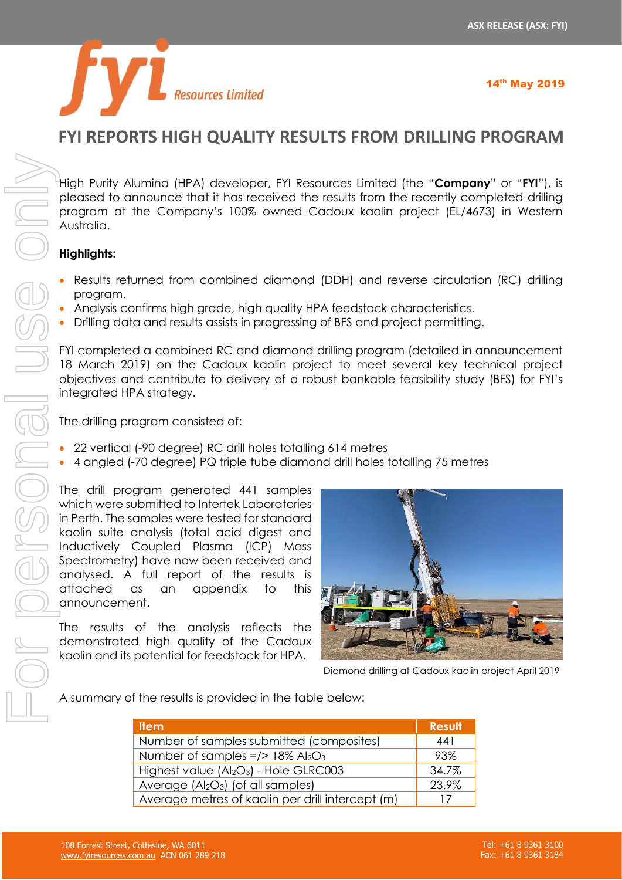ASX RELEASE (ASX: FYI)

14th May 2019

# FYI REPORTS HIGH QUALITY RESULTS FROM DRILLING PROGRAM

High Purity Alumina (HPA) developer, FYI Resources Limited (the "**Company**" or "**FYI**"), is pleased to announce that it has received the results from the recently completed drilling program at the Company's 100% owned Cadoux kaolin project (EL/4673) in Western Australia.

**Highlights:**

- Results returned from combined diamond (DDH) and reverse circulation (RC) drilling program.
- Analysis confirms high grade, high quality HPA feedstock characteristics.
- Drilling data and results assists in progressing of BFS and project permitting.

FYI completed a combined RC and diamond drilling program (detailed in announcement 18 March 2019) on the Cadoux kaolin project to meet several key technical project objectives and contribute to delivery of a robust bankable feasibility study (BFS) for FYI's integrated HPA strategy.

The drilling program consisted of:

- 22 vertical (-90 degree) RC drill holes totalling 614 metres
- 4 angled (-70 degree) PQ triple tube diamond drill holes totalling 75 metres

The drill program generated 441 samples which were submitted to Intertek Laboratories in Perth. The samples were tested for standard kaolin suite analysis (total acid digest and Inductively Coupled Plasma (ICP) Mass Spectrometry) have now been received and analysed. A full report of the results is attached as an appendix to this announcement.

The results of the analysis reflects the demonstrated high quality of the Cadoux kaolin and its potential for feedstock for HPA.

Diamond drilling at Cadoux kaolin project April 2019

A summary of the results is provided in the table below:

| Item | Result |
|---|---|
| Number of samples submitted (composites) | 441 |
| Number of samples =/> 18% $Al_2O_3$ | 93% |
| Highest value ($Al_2O_3$) - Hole GLRC003 | 34.7% |
| Average ($Al_2O_3$) (of all samples) | 23.9% |
| Average metres of kaolin per drill intercept (m) | 17 |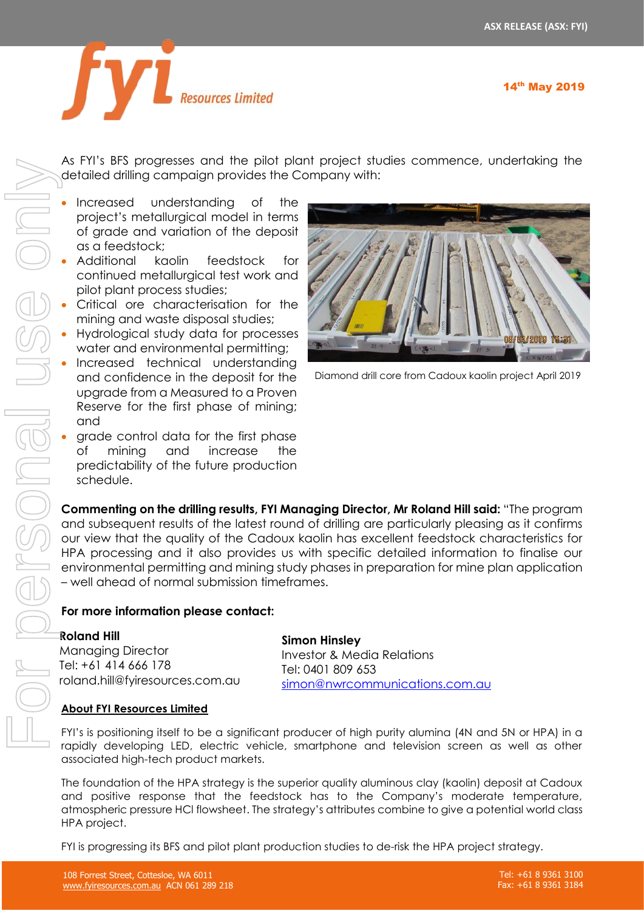As FYI's BFS progresses and the pilot plant project studies commence, undertaking the detailed drilling campaign provides the Company with:

- Increased understanding of the project's metallurgical model in terms of grade and variation of the deposit as a feedstock;
- Additional kaolin feedstock for continued metallurgical test work and pilot plant process studies;
- Critical ore characterisation for the mining and waste disposal studies;
- Hydrological study data for processes water and environmental permitting;
- Increased technical understanding and confidence in the deposit for the upgrade from a Measured to a Proven Reserve for the first phase of mining; and
- grade control data for the first phase of mining and increase the predictability of the future production schedule.

Diamond drill core from Cadoux kaolin project April 2019

**Commenting on the drilling results, FYI Managing Director, Mr Roland Hill said:** "The program and subsequent results of the latest round of drilling are particularly pleasing as it confirms our view that the quality of the Cadoux kaolin has excellent feedstock characteristics for HPA processing and it also provides us with specific detailed information to finalise our environmental permitting and mining study phases in preparation for mine plan application – well ahead of normal submission timeframes.

**For more information please contact:**

**Roland Hill**
Managing Director
Tel: +61 414 666 178
roland.hill@fyiresources.com.au

**Simon Hinsley**
Investor & Media Relations
Tel: 0401 809 653
simon@nwrcommunications.com.au

**About FYI Resources Limited**

FYI's is positioning itself to be a significant producer of high purity alumina (4N and 5N or HPA) in a rapidly developing LED, electric vehicle, smartphone and television screen as well as other associated high-tech product markets.

The foundation of the HPA strategy is the superior quality aluminous clay (kaolin) deposit at Cadoux and positive response that the feedstock has to the Company's moderate temperature, atmospheric pressure HCl flowsheet. The strategy's attributes combine to give a potential world class HPA project.

FYI is progressing its BFS and pilot plant production studies to de-risk the HPA project strategy.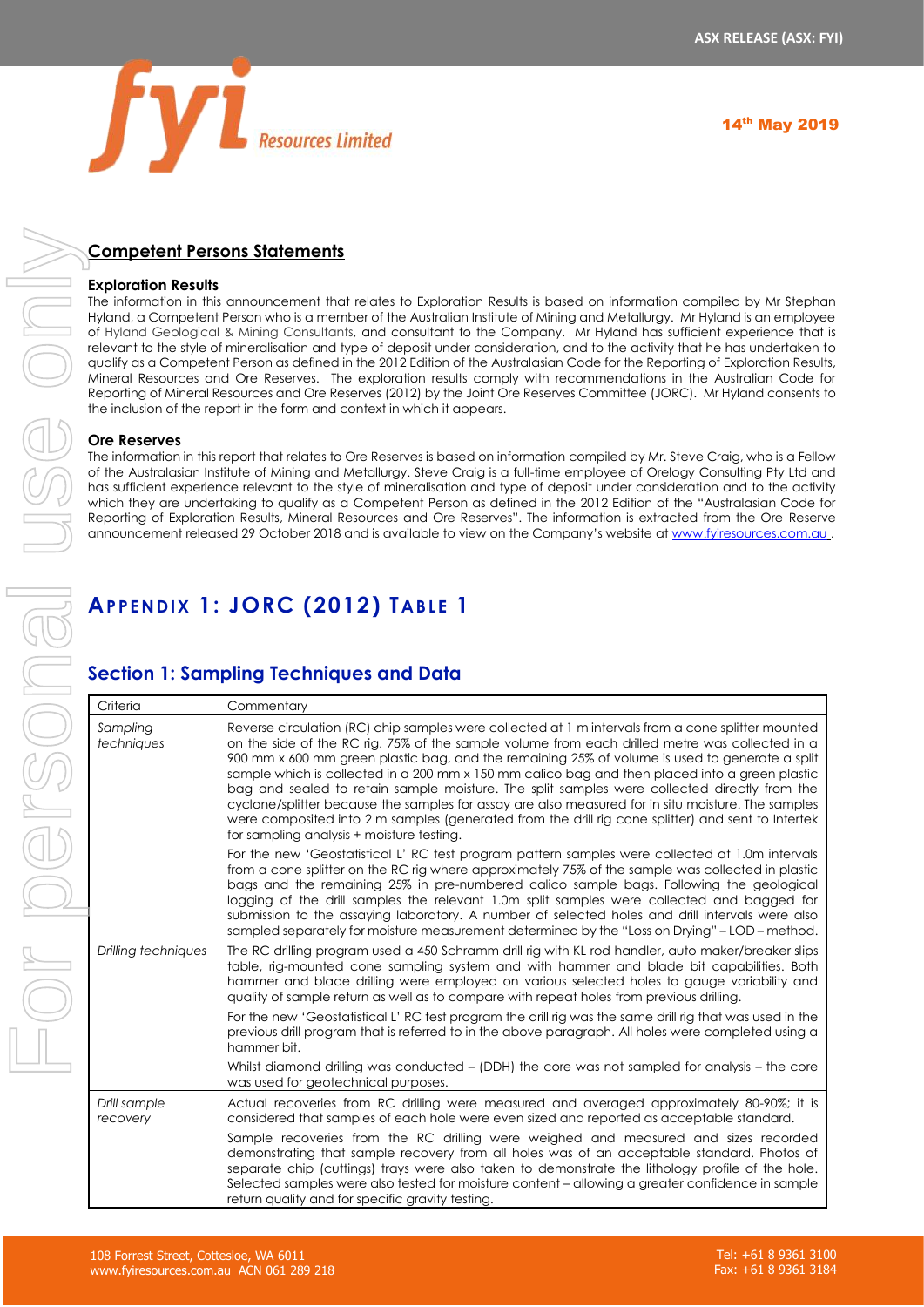## Competent Persons Statements

### Exploration Results

The information in this announcement that relates to Exploration Results is based on information compiled by Mr Stephan Hyland, a Competent Person who is a member of the Australian Institute of Mining and Metallurgy. Mr Hyland is an employee of Hyland Geological & Mining Consultants, and consultant to the Company. Mr Hyland has sufficient experience that is relevant to the style of mineralisation and type of deposit under consideration, and to the activity that he has undertaken to qualify as a Competent Person as defined in the 2012 Edition of the Australasian Code for the Reporting of Exploration Results, Mineral Resources and Ore Reserves. The exploration results comply with recommendations in the Australian Code for Reporting of Mineral Resources and Ore Reserves (2012) by the Joint Ore Reserves Committee (JORC). Mr Hyland consents to the inclusion of the report in the form and context in which it appears.

### Ore Reserves

The information in this report that relates to Ore Reserves is based on information compiled by Mr. Steve Craig, who is a Fellow of the Australasian Institute of Mining and Metallurgy. Steve Craig is a full-time employee of Orelogy Consulting Pty Ltd and has sufficient experience relevant to the style of mineralisation and type of deposit under consideration and to the activity which they are undertaking to qualify as a Competent Person as defined in the 2012 Edition of the "Australasian Code for Reporting of Exploration Results, Mineral Resources and Ore Reserves". The information is extracted from the Ore Reserve announcement released 29 October 2018 and is available to view on the Company's website at www.fyiresources.com.au .

# APPENDIX 1: JORC (2012) TABLE 1

## Section 1: Sampling Techniques and Data

| Criteria | Commentary |
|---|---|
| *Sampling techniques* | Reverse circulation (RC) chip samples were collected at 1 m intervals from a cone splitter mounted on the side of the RC rig. 75% of the sample volume from each drilled metre was collected in a 900 mm x 600 mm green plastic bag, and the remaining 25% of volume is used to generate a split sample which is collected in a 200 mm x 150 mm calico bag and then placed into a green plastic bag and sealed to retain sample moisture. The split samples were collected directly from the cyclone/splitter because the samples for assay are also measured for in situ moisture. The samples were composited into 2 m samples (generated from the drill rig cone splitter) and sent to Intertek for sampling analysis + moisture testing.<br><br>For the new 'Geostatistical L' RC test program pattern samples were collected at 1.0m intervals from a cone splitter on the RC rig where approximately 75% of the sample was collected in plastic bags and the remaining 25% in pre-numbered calico sample bags. Following the geological logging of the drill samples the relevant 1.0m split samples were collected and bagged for submission to the assaying laboratory. A number of selected holes and drill intervals were also sampled separately for moisture measurement determined by the "Loss on Drying" – LOD – method. |
| *Drilling techniques* | The RC drilling program used a 450 Schramm drill rig with KL rod handler, auto maker/breaker slips table, rig-mounted cone sampling system and with hammer and blade bit capabilities. Both hammer and blade drilling were employed on various selected holes to gauge variability and quality of sample return as well as to compare with repeat holes from previous drilling.<br><br>For the new 'Geostatistical L' RC test program the drill rig was the same drill rig that was used in the previous drill program that is referred to in the above paragraph. All holes were completed using a hammer bit.<br><br>Whilst diamond drilling was conducted – (DDH) the core was not sampled for analysis – the core was used for geotechnical purposes. |
| *Drill sample recovery* | Actual recoveries from RC drilling were measured and averaged approximately 80-90%; it is considered that samples of each hole were even sized and reported as acceptable standard.<br><br>Sample recoveries from the RC drilling were weighed and measured and sizes recorded demonstrating that sample recovery from all holes was of an acceptable standard. Photos of separate chip (cuttings) trays were also taken to demonstrate the lithology profile of the hole. Selected samples were also tested for moisture content – allowing a greater confidence in sample return quality and for specific gravity testing. |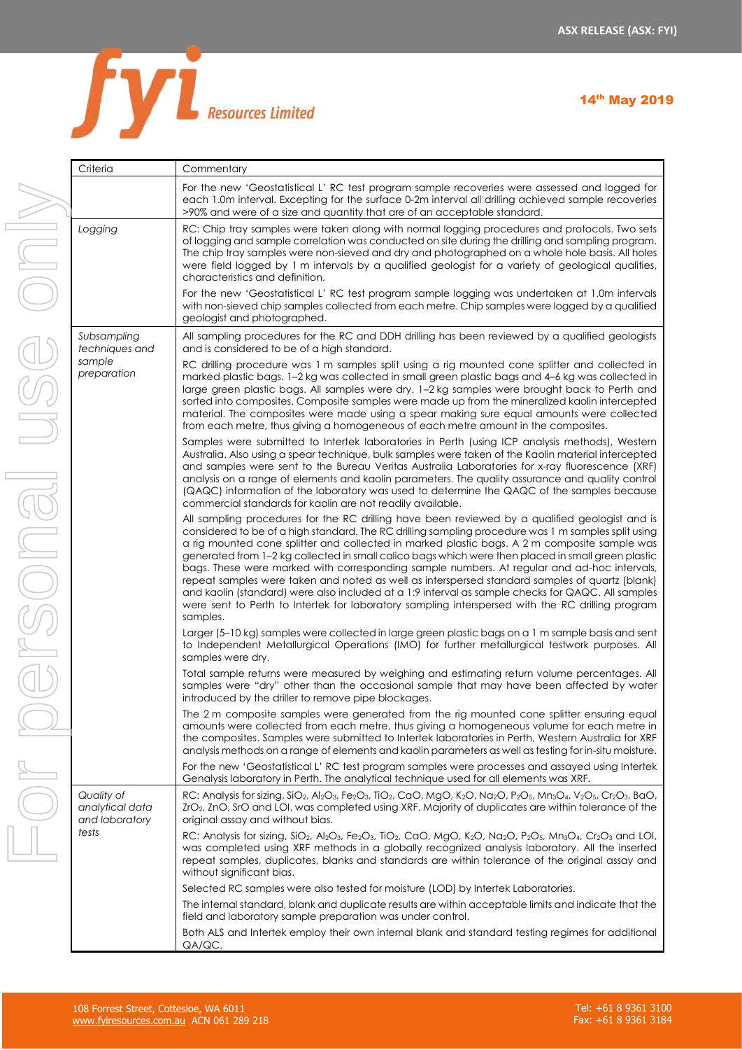| Criteria | Commentary |
|---|---|
| | For the new 'Geostatistical L' RC test program sample recoveries were assessed and logged for each 1.0m interval. Excepting for the surface 0-2m interval all drilling achieved sample recoveries >90% and were of a size and quantity that are of an acceptable standard. |
| *Logging* | RC: Chip tray samples were taken along with normal logging procedures and protocols. Two sets of logging and sample correlation was conducted on site during the drilling and sampling program. The chip tray samples were non-sieved and dry and photographed on a whole hole basis. All holes were field logged by 1 m intervals by a qualified geologist for a variety of geological qualities, characteristics and definition.<br><br>For the new 'Geostatistical L' RC test program sample logging was undertaken at 1.0m intervals with non-sieved chip samples collected from each metre. Chip samples were logged by a qualified geologist and photographed. |
| *Subsampling techniques and sample preparation* | All sampling procedures for the RC and DDH drilling has been reviewed by a qualified geologists and is considered to be of a high standard.<br><br>RC drilling procedure was 1 m samples split using a rig mounted cone splitter and collected in marked plastic bags. 1–2 kg was collected in small green plastic bags and 4–6 kg was collected in large green plastic bags. All samples were dry. 1–2 kg samples were brought back to Perth and sorted into composites. Composite samples were made up from the mineralized kaolin intercepted material. The composites were made using a spear making sure equal amounts were collected from each metre, thus giving a homogeneous of each metre amount in the composites.<br><br>Samples were submitted to Intertek laboratories in Perth (using ICP analysis methods), Western Australia. Also using a spear technique, bulk samples were taken of the Kaolin material intercepted and samples were sent to the Bureau Veritas Australia Laboratories for x-ray fluorescence (XRF) analysis on a range of elements and kaolin parameters. The quality assurance and quality control (QAQC) information of the laboratory was used to determine the QAQC of the samples because commercial standards for kaolin are not readily available.<br><br>All sampling procedures for the RC drilling have been reviewed by a qualified geologist and is considered to be of a high standard. The RC drilling sampling procedure was 1 m samples split using a rig mounted cone splitter and collected in marked plastic bags. A 2 m composite sample was generated from 1–2 kg collected in small calico bags which were then placed in small green plastic bags. These were marked with corresponding sample numbers. At regular and ad-hoc intervals, repeat samples were taken and noted as well as interspersed standard samples of quartz (blank) and kaolin (standard) were also included at a 1:9 interval as sample checks for QAQC. All samples were sent to Perth to Intertek for laboratory sampling interspersed with the RC drilling program samples.<br><br>Larger (5–10 kg) samples were collected in large green plastic bags on a 1 m sample basis and sent to Independent Metallurgical Operations (IMO) for further metallurgical testwork purposes. All samples were dry.<br><br>Total sample returns were measured by weighing and estimating return volume percentages. All samples were "dry" other than the occasional sample that may have been affected by water introduced by the driller to remove pipe blockages.<br><br>The 2 m composite samples were generated from the rig mounted cone splitter ensuring equal amounts were collected from each metre, thus giving a homogeneous volume for each metre in the composites. Samples were submitted to Intertek laboratories in Perth, Western Australia for XRF analysis methods on a range of elements and kaolin parameters as well as testing for in-situ moisture.<br><br>For the new 'Geostatistical L' RC test program samples were processes and assayed using Intertek Genalysis laboratory in Perth. The analytical technique used for all elements was XRF. |
| *Quality of analytical data and laboratory tests* | RC: Analysis for sizing, $SiO_2$, $Al_2O_3$, $Fe_2O_3$, $TiO_2$, CaO, MgO, $K_2O$, $Na_2O$, $P_2O_5$, $Mn_3O_4$, $V_2O_5$, $Cr_2O_3$, BaO, $ZrO_2$, ZnO, SrO and LOI, was completed using XRF. Majority of duplicates are within tolerance of the original assay and without bias.<br><br>RC: Analysis for sizing, $SiO_2$, $Al_2O_3$, $Fe_2O_3$, $TiO_2$, CaO, MgO, $K_2O$, $Na_2O$, $P_2O_5$, $Mn_3O_4$, $Cr_2O_3$ and LOI, was completed using XRF methods in a globally recognized analysis laboratory. All the inserted repeat samples, duplicates, blanks and standards are within tolerance of the original assay and without significant bias.<br><br>Selected RC samples were also tested for moisture (LOD) by Intertek Laboratories.<br><br>The internal standard, blank and duplicate results are within acceptable limits and indicate that the field and laboratory sample preparation was under control.<br><br>Both ALS and Intertek employ their own internal blank and standard testing regimes for additional QA/QC. |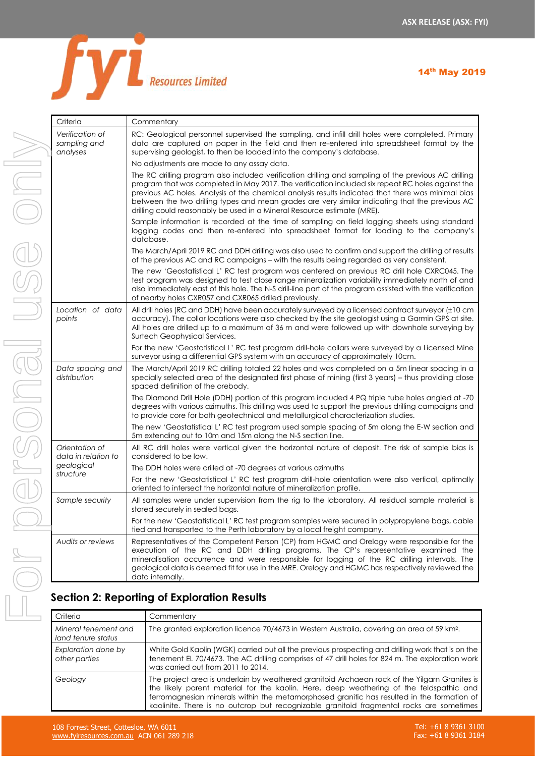| Criteria | Commentary |
|---|---|
| *Verification of sampling and analyses* | RC: Geological personnel supervised the sampling, and infill drill holes were completed. Primary data are captured on paper in the field and then re-entered into spreadsheet format by the supervising geologist, to then be loaded into the company's database.<br><br>No adjustments are made to any assay data.<br><br>The RC drilling program also included verification drilling and sampling of the previous AC drilling program that was completed in May 2017. The verification included six repeat RC holes against the previous AC holes. Analysis of the chemical analysis results indicated that there was minimal bias between the two drilling types and mean grades are very similar indicating that the previous AC drilling could reasonably be used in a Mineral Resource estimate (MRE).<br><br>Sample information is recorded at the time of sampling on field logging sheets using standard logging codes and then re-entered into spreadsheet format for loading to the company's database.<br><br>The March/April 2019 RC and DDH drilling was also used to confirm and support the drilling of results of the previous AC and RC campaigns – with the results being regarded as very consistent.<br><br>The new 'Geostatistical L' RC test program was centered on previous RC drill hole CXRC045. The test program was designed to test close range mineralization variability immediately north of and also immediately east of this hole. The N-S drill-line part of the program assisted with the verification of nearby holes CXR057 and CXR065 drilled previously. |
| *Location of data points* | All drill holes (RC and DDH) have been accurately surveyed by a licensed contract surveyor (±10 cm accuracy). The collar locations were also checked by the site geologist using a Garmin GPS at site. All holes are drilled up to a maximum of 36 m and were followed up with downhole surveying by Surtech Geophysical Services.<br><br>For the new 'Geostatistical L' RC test program drill-hole collars were surveyed by a Licensed Mine surveyor using a differential GPS system with an accuracy of approximately 10cm. |
| *Data spacing and distribution* | The March/April 2019 RC drilling totaled 22 holes and was completed on a 5m linear spacing in a specially selected area of the designated first phase of mining (first 3 years) – thus providing close spaced definition of the orebody.<br><br>The Diamond Drill Hole (DDH) portion of this program included 4 PQ triple tube holes angled at -70 degrees with various azimuths. This drilling was used to support the previous drilling campaigns and to provide core for both geotechnical and metallurgical characterization studies.<br><br>The new 'Geostatistical L' RC test program used sample spacing of 5m along the E-W section and 5m extending out to 10m and 15m along the N-S section line. |
| *Orientation of data in relation to geological structure* | All RC drill holes were vertical given the horizontal nature of deposit. The risk of sample bias is considered to be low.<br><br>The DDH holes were drilled at -70 degrees at various azimuths<br><br>For the new 'Geostatistical L' RC test program drill-hole orientation were also vertical, optimally oriented to intersect the horizontal nature of mineralization profile. |
| *Sample security* | All samples were under supervision from the rig to the laboratory. All residual sample material is stored securely in sealed bags.<br><br>For the new 'Geostatistical L' RC test program samples were secured in polypropylene bags, cable tied and transported to the Perth laboratory by a local freight company. |
| *Audits or reviews* | Representatives of the Competent Person (CP) from HGMC and Orelogy were responsible for the execution of the RC and DDH drilling programs. The CP's representative examined the mineralisation occurrence and were responsible for logging of the RC drilling intervals. The geological data is deemed fit for use in the MRE. Orelogy and HGMC has respectively reviewed the data internally. |

## Section 2: Reporting of Exploration Results

| Criteria | Commentary |
|---|---|
| *Mineral tenement and land tenure status* | The granted exploration licence 70/4673 in Western Australia, covering an area of 59 km$^2$. |
| *Exploration done by other parties* | White Gold Kaolin (WGK) carried out all the previous prospecting and drilling work that is on the tenement EL 70/4673. The AC drilling comprises of 47 drill holes for 824 m. The exploration work was carried out from 2011 to 2014. |
| *Geology* | The project area is underlain by weathered granitoid Archaean rock of the Yilgarn Granites is the likely parent material for the kaolin. Here, deep weathering of the feldspathic and ferromagnesian minerals within the metamorphosed granitic has resulted in the formation of kaolinite. There is no outcrop but recognizable granitoid fragmental rocks are sometimes |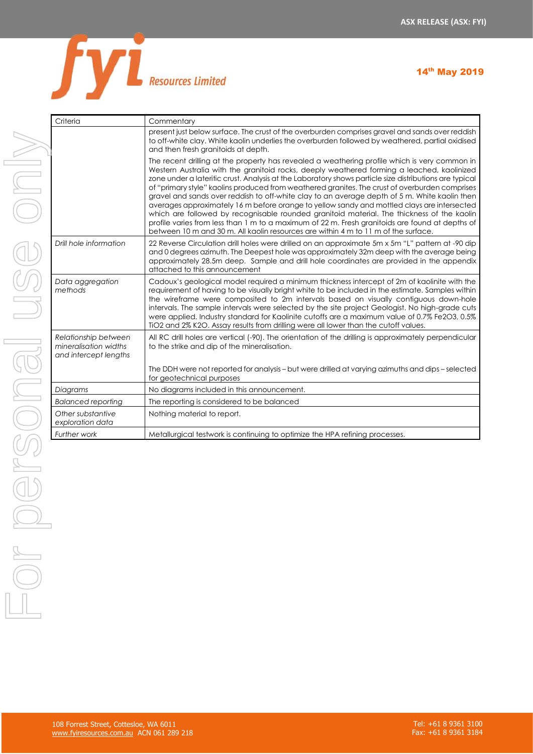| Criteria | Commentary |
|---|---|
| | present just below surface. The crust of the overburden comprises gravel and sands over reddish to off-white clay. White kaolin underlies the overburden followed by weathered, partial oxidised and then fresh granitoids at depth.<br><br>The recent drilling at the property has revealed a weathering profile which is very common in Western Australia with the granitoid rocks, deeply weathered forming a leached, kaolinized zone under a lateritic crust. Analysis at the Laboratory shows particle size distributions are typical of "primary style" kaolins produced from weathered granites. The crust of overburden comprises gravel and sands over reddish to off-white clay to an average depth of 5 m. White kaolin then averages approximately 16 m before orange to yellow sandy and mottled clays are intersected which are followed by recognisable rounded granitoid material. The thickness of the kaolin profile varies from less than 1 m to a maximum of 22 m. Fresh granitoids are found at depths of between 10 m and 30 m. All kaolin resources are within 4 m to 11 m of the surface. |
| *Drill hole information* | 22 Reverse Circulation drill holes were drilled on an approximate 5m x 5m "L" pattern at -90 dip and 0 degrees azimuth. The Deepest hole was approximately 32m deep with the average being approximately 28.5m deep. Sample and drill hole coordinates are provided in the appendix attached to this announcement |
| *Data aggregation methods* | Cadoux's geological model required a minimum thickness intercept of 2m of kaolinite with the requirement of having to be visually bright white to be included in the estimate. Samples within the wireframe were composited to 2m intervals based on visually contiguous down-hole intervals. The sample intervals were selected by the site project Geologist. No high-grade cuts were applied. Industry standard for Kaolinite cutoffs are a maximum value of 0.7% $Fe_2O_3$, 0.5% $TiO_2$ and 2% $K_2O$. Assay results from drilling were all lower than the cutoff values. |
| *Relationship between mineralisation widths and intercept lengths* | All RC drill holes are vertical (-90). The orientation of the drilling is approximately perpendicular to the strike and dip of the mineralisation.<br><br>The DDH were not reported for analysis – but were drilled at varying azimuths and dips – selected for geotechnical purposes |
| *Diagrams* | No diagrams included in this announcement. |
| *Balanced reporting* | The reporting is considered to be balanced |
| *Other substantive exploration data* | Nothing material to report. |
| *Further work* | Metallurgical testwork is continuing to optimize the HPA refining processes. |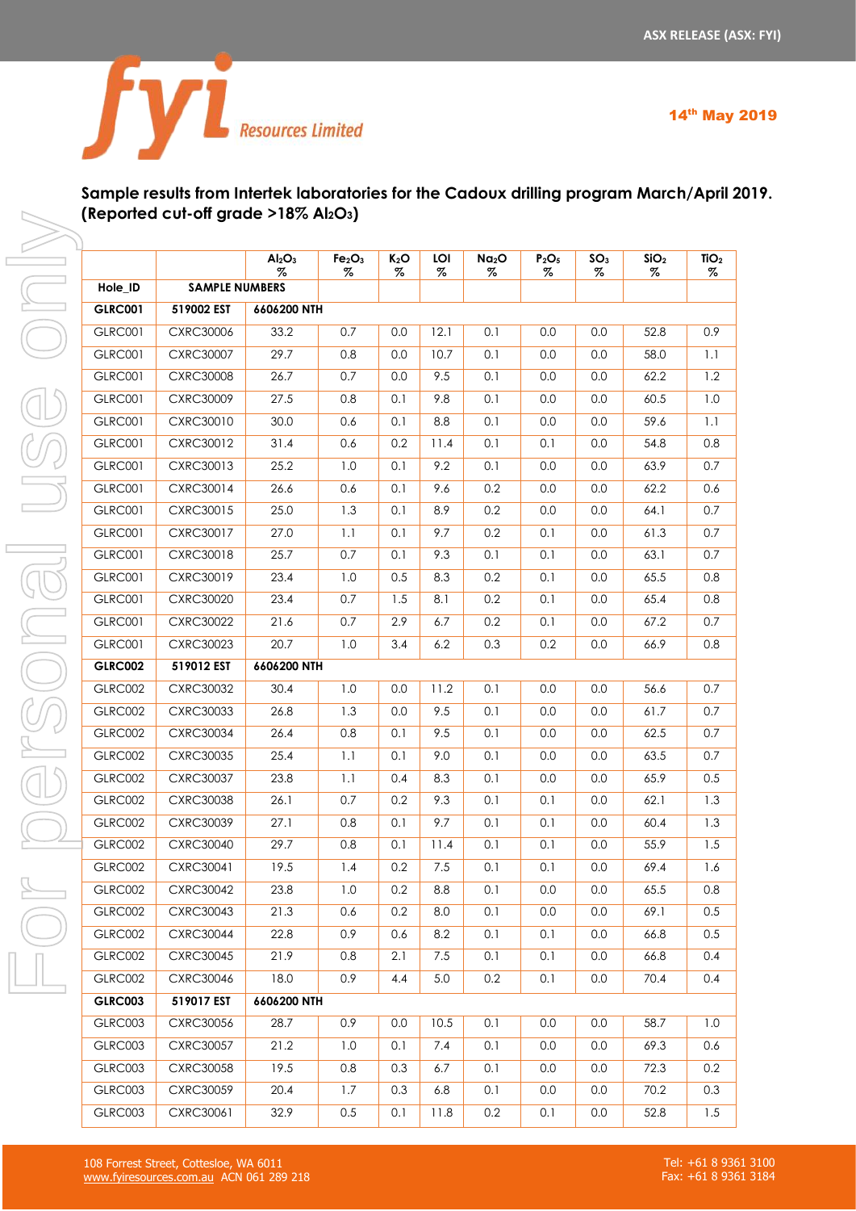**Sample results from Intertek laboratories for the Cadoux drilling program March/April 2019. (Reported cut-off grade >18% $Al_2O_3$)**

| Hole_ID | SAMPLE NUMBERS | $Al_2O_3$ % | $Fe_2O_3$ % | $K_2O$ % | LOI % | $Na_2O$ % | $P_2O_5$ % | $SO_3$ % | $SiO_2$ % | $TiO_2$ % |
|---|---|---|---|---|---|---|---|---|---|---|
| **GLRC001** | **519002 EST** | **6606200 NTH** | | | | | | | | |
| GLRC001 | CXRC30006 | 33.2 | 0.7 | 0.0 | 12.1 | 0.1 | 0.0 | 0.0 | 52.8 | 0.9 |
| GLRC001 | CXRC30007 | 29.7 | 0.8 | 0.0 | 10.7 | 0.1 | 0.0 | 0.0 | 58.0 | 1.1 |
| GLRC001 | CXRC30008 | 26.7 | 0.7 | 0.0 | 9.5 | 0.1 | 0.0 | 0.0 | 62.2 | 1.2 |
| GLRC001 | CXRC30009 | 27.5 | 0.8 | 0.1 | 9.8 | 0.1 | 0.0 | 0.0 | 60.5 | 1.0 |
| GLRC001 | CXRC30010 | 30.0 | 0.6 | 0.1 | 8.8 | 0.1 | 0.0 | 0.0 | 59.6 | 1.1 |
| GLRC001 | CXRC30012 | 31.4 | 0.6 | 0.2 | 11.4 | 0.1 | 0.1 | 0.0 | 54.8 | 0.8 |
| GLRC001 | CXRC30013 | 25.2 | 1.0 | 0.1 | 9.2 | 0.1 | 0.0 | 0.0 | 63.9 | 0.7 |
| GLRC001 | CXRC30014 | 26.6 | 0.6 | 0.1 | 9.6 | 0.2 | 0.0 | 0.0 | 62.2 | 0.6 |
| GLRC001 | CXRC30015 | 25.0 | 1.3 | 0.1 | 8.9 | 0.2 | 0.0 | 0.0 | 64.1 | 0.7 |
| GLRC001 | CXRC30017 | 27.0 | 1.1 | 0.1 | 9.7 | 0.2 | 0.1 | 0.0 | 61.3 | 0.7 |
| GLRC001 | CXRC30018 | 25.7 | 0.7 | 0.1 | 9.3 | 0.1 | 0.1 | 0.0 | 63.1 | 0.7 |
| GLRC001 | CXRC30019 | 23.4 | 1.0 | 0.5 | 8.3 | 0.2 | 0.1 | 0.0 | 65.5 | 0.8 |
| GLRC001 | CXRC30020 | 23.4 | 0.7 | 1.5 | 8.1 | 0.2 | 0.1 | 0.0 | 65.4 | 0.8 |
| GLRC001 | CXRC30022 | 21.6 | 0.7 | 2.9 | 6.7 | 0.2 | 0.1 | 0.0 | 67.2 | 0.7 |
| GLRC001 | CXRC30023 | 20.7 | 1.0 | 3.4 | 6.2 | 0.3 | 0.2 | 0.0 | 66.9 | 0.8 |
| **GLRC002** | **519012 EST** | **6606200 NTH** | | | | | | | | |
| GLRC002 | CXRC30032 | 30.4 | 1.0 | 0.0 | 11.2 | 0.1 | 0.0 | 0.0 | 56.6 | 0.7 |
| GLRC002 | CXRC30033 | 26.8 | 1.3 | 0.0 | 9.5 | 0.1 | 0.0 | 0.0 | 61.7 | 0.7 |
| GLRC002 | CXRC30034 | 26.4 | 0.8 | 0.1 | 9.5 | 0.1 | 0.0 | 0.0 | 62.5 | 0.7 |
| GLRC002 | CXRC30035 | 25.4 | 1.1 | 0.1 | 9.0 | 0.1 | 0.0 | 0.0 | 63.5 | 0.7 |
| GLRC002 | CXRC30037 | 23.8 | 1.1 | 0.4 | 8.3 | 0.1 | 0.0 | 0.0 | 65.9 | 0.5 |
| GLRC002 | CXRC30038 | 26.1 | 0.7 | 0.2 | 9.3 | 0.1 | 0.1 | 0.0 | 62.1 | 1.3 |
| GLRC002 | CXRC30039 | 27.1 | 0.8 | 0.1 | 9.7 | 0.1 | 0.1 | 0.0 | 60.4 | 1.3 |
| GLRC002 | CXRC30040 | 29.7 | 0.8 | 0.1 | 11.4 | 0.1 | 0.1 | 0.0 | 55.9 | 1.5 |
| GLRC002 | CXRC30041 | 19.5 | 1.4 | 0.2 | 7.5 | 0.1 | 0.1 | 0.0 | 69.4 | 1.6 |
| GLRC002 | CXRC30042 | 23.8 | 1.0 | 0.2 | 8.8 | 0.1 | 0.0 | 0.0 | 65.5 | 0.8 |
| GLRC002 | CXRC30043 | 21.3 | 0.6 | 0.2 | 8.0 | 0.1 | 0.0 | 0.0 | 69.1 | 0.5 |
| GLRC002 | CXRC30044 | 22.8 | 0.9 | 0.6 | 8.2 | 0.1 | 0.1 | 0.0 | 66.8 | 0.5 |
| GLRC002 | CXRC30045 | 21.9 | 0.8 | 2.1 | 7.5 | 0.1 | 0.1 | 0.0 | 66.8 | 0.4 |
| GLRC002 | CXRC30046 | 18.0 | 0.9 | 4.4 | 5.0 | 0.2 | 0.1 | 0.0 | 70.4 | 0.4 |
| **GLRC003** | **519017 EST** | **6606200 NTH** | | | | | | | | |
| GLRC003 | CXRC30056 | 28.7 | 0.9 | 0.0 | 10.5 | 0.1 | 0.0 | 0.0 | 58.7 | 1.0 |
| GLRC003 | CXRC30057 | 21.2 | 1.0 | 0.1 | 7.4 | 0.1 | 0.0 | 0.0 | 69.3 | 0.6 |
| GLRC003 | CXRC30058 | 19.5 | 0.8 | 0.3 | 6.7 | 0.1 | 0.0 | 0.0 | 72.3 | 0.2 |
| GLRC003 | CXRC30059 | 20.4 | 1.7 | 0.3 | 6.8 | 0.1 | 0.0 | 0.0 | 70.2 | 0.3 |
| GLRC003 | CXRC30061 | 32.9 | 0.5 | 0.1 | 11.8 | 0.2 | 0.1 | 0.0 | 52.8 | 1.5 |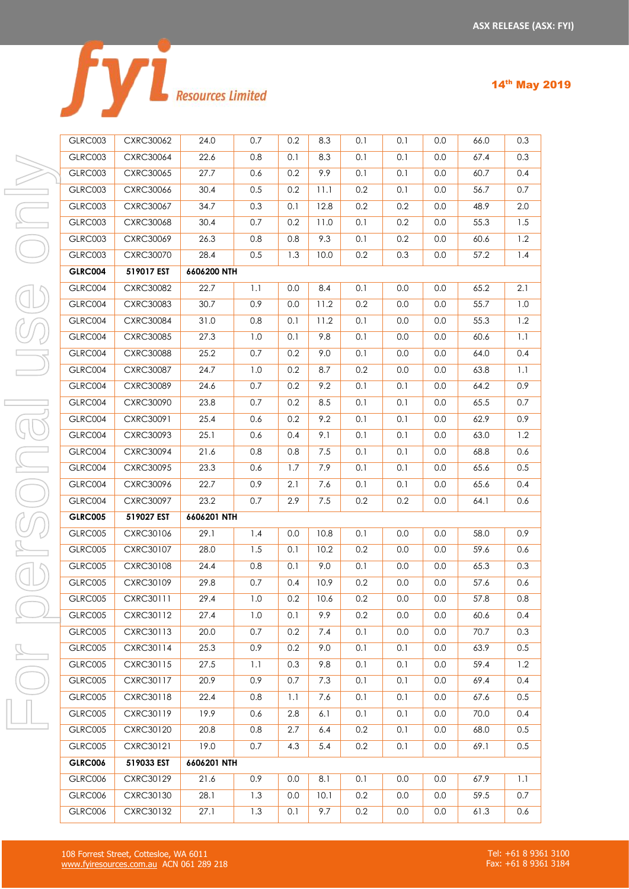| | | | | | | | | | | |
|---|---|---|---|---|---|---|---|---|---|---|
| GLRC003 | CXRC30062 | 24.0 | 0.7 | 0.2 | 8.3 | 0.1 | 0.1 | 0.0 | 66.0 | 0.3 |
| GLRC003 | CXRC30064 | 22.6 | 0.8 | 0.1 | 8.3 | 0.1 | 0.1 | 0.0 | 67.4 | 0.3 |
| GLRC003 | CXRC30065 | 27.7 | 0.6 | 0.2 | 9.9 | 0.1 | 0.1 | 0.0 | 60.7 | 0.4 |
| GLRC003 | CXRC30066 | 30.4 | 0.5 | 0.2 | 11.1 | 0.2 | 0.1 | 0.0 | 56.7 | 0.7 |
| GLRC003 | CXRC30067 | 34.7 | 0.3 | 0.1 | 12.8 | 0.2 | 0.2 | 0.0 | 48.9 | 2.0 |
| GLRC003 | CXRC30068 | 30.4 | 0.7 | 0.2 | 11.0 | 0.1 | 0.2 | 0.0 | 55.3 | 1.5 |
| GLRC003 | CXRC30069 | 26.3 | 0.8 | 0.8 | 9.3 | 0.1 | 0.2 | 0.0 | 60.6 | 1.2 |
| GLRC003 | CXRC30070 | 28.4 | 0.5 | 1.3 | 10.0 | 0.2 | 0.3 | 0.0 | 57.2 | 1.4 |
| **GLRC004** | **519017 EST** | **6606200 NTH** | | | | | | | | |
| GLRC004 | CXRC30082 | 22.7 | 1.1 | 0.0 | 8.4 | 0.1 | 0.0 | 0.0 | 65.2 | 2.1 |
| GLRC004 | CXRC30083 | 30.7 | 0.9 | 0.0 | 11.2 | 0.2 | 0.0 | 0.0 | 55.7 | 1.0 |
| GLRC004 | CXRC30084 | 31.0 | 0.8 | 0.1 | 11.2 | 0.1 | 0.0 | 0.0 | 55.3 | 1.2 |
| GLRC004 | CXRC30085 | 27.3 | 1.0 | 0.1 | 9.8 | 0.1 | 0.0 | 0.0 | 60.6 | 1.1 |
| GLRC004 | CXRC30088 | 25.2 | 0.7 | 0.2 | 9.0 | 0.1 | 0.0 | 0.0 | 64.0 | 0.4 |
| GLRC004 | CXRC30087 | 24.7 | 1.0 | 0.2 | 8.7 | 0.2 | 0.0 | 0.0 | 63.8 | 1.1 |
| GLRC004 | CXRC30089 | 24.6 | 0.7 | 0.2 | 9.2 | 0.1 | 0.1 | 0.0 | 64.2 | 0.9 |
| GLRC004 | CXRC30090 | 23.8 | 0.7 | 0.2 | 8.5 | 0.1 | 0.1 | 0.0 | 65.5 | 0.7 |
| GLRC004 | CXRC30091 | 25.4 | 0.6 | 0.2 | 9.2 | 0.1 | 0.1 | 0.0 | 62.9 | 0.9 |
| GLRC004 | CXRC30093 | 25.1 | 0.6 | 0.4 | 9.1 | 0.1 | 0.1 | 0.0 | 63.0 | 1.2 |
| GLRC004 | CXRC30094 | 21.6 | 0.8 | 0.8 | 7.5 | 0.1 | 0.1 | 0.0 | 68.8 | 0.6 |
| GLRC004 | CXRC30095 | 23.3 | 0.6 | 1.7 | 7.9 | 0.1 | 0.1 | 0.0 | 65.6 | 0.5 |
| GLRC004 | CXRC30096 | 22.7 | 0.9 | 2.1 | 7.6 | 0.1 | 0.1 | 0.0 | 65.6 | 0.4 |
| GLRC004 | CXRC30097 | 23.2 | 0.7 | 2.9 | 7.5 | 0.2 | 0.2 | 0.0 | 64.1 | 0.6 |
| **GLRC005** | **519027 EST** | **6606201 NTH** | | | | | | | | |
| GLRC005 | CXRC30106 | 29.1 | 1.4 | 0.0 | 10.8 | 0.1 | 0.0 | 0.0 | 58.0 | 0.9 |
| GLRC005 | CXRC30107 | 28.0 | 1.5 | 0.1 | 10.2 | 0.2 | 0.0 | 0.0 | 59.6 | 0.6 |
| GLRC005 | CXRC30108 | 24.4 | 0.8 | 0.1 | 9.0 | 0.1 | 0.0 | 0.0 | 65.3 | 0.3 |
| GLRC005 | CXRC30109 | 29.8 | 0.7 | 0.4 | 10.9 | 0.2 | 0.0 | 0.0 | 57.6 | 0.6 |
| GLRC005 | CXRC30111 | 29.4 | 1.0 | 0.2 | 10.6 | 0.2 | 0.0 | 0.0 | 57.8 | 0.8 |
| GLRC005 | CXRC30112 | 27.4 | 1.0 | 0.1 | 9.9 | 0.2 | 0.0 | 0.0 | 60.6 | 0.4 |
| GLRC005 | CXRC30113 | 20.0 | 0.7 | 0.2 | 7.4 | 0.1 | 0.0 | 0.0 | 70.7 | 0.3 |
| GLRC005 | CXRC30114 | 25.3 | 0.9 | 0.2 | 9.0 | 0.1 | 0.1 | 0.0 | 63.9 | 0.5 |
| GLRC005 | CXRC30115 | 27.5 | 1.1 | 0.3 | 9.8 | 0.1 | 0.1 | 0.0 | 59.4 | 1.2 |
| GLRC005 | CXRC30117 | 20.9 | 0.9 | 0.7 | 7.3 | 0.1 | 0.1 | 0.0 | 69.4 | 0.4 |
| GLRC005 | CXRC30118 | 22.4 | 0.8 | 1.1 | 7.6 | 0.1 | 0.1 | 0.0 | 67.6 | 0.5 |
| GLRC005 | CXRC30119 | 19.9 | 0.6 | 2.8 | 6.1 | 0.1 | 0.1 | 0.0 | 70.0 | 0.4 |
| GLRC005 | CXRC30120 | 20.8 | 0.8 | 2.7 | 6.4 | 0.2 | 0.1 | 0.0 | 68.0 | 0.5 |
| GLRC005 | CXRC30121 | 19.0 | 0.7 | 4.3 | 5.4 | 0.2 | 0.1 | 0.0 | 69.1 | 0.5 |
| **GLRC006** | **519033 EST** | **6606201 NTH** | | | | | | | | |
| GLRC006 | CXRC30129 | 21.6 | 0.9 | 0.0 | 8.1 | 0.1 | 0.0 | 0.0 | 67.9 | 1.1 |
| GLRC006 | CXRC30130 | 28.1 | 1.3 | 0.0 | 10.1 | 0.2 | 0.0 | 0.0 | 59.5 | 0.7 |
| GLRC006 | CXRC30132 | 27.1 | 1.3 | 0.1 | 9.7 | 0.2 | 0.0 | 0.0 | 61.3 | 0.6 |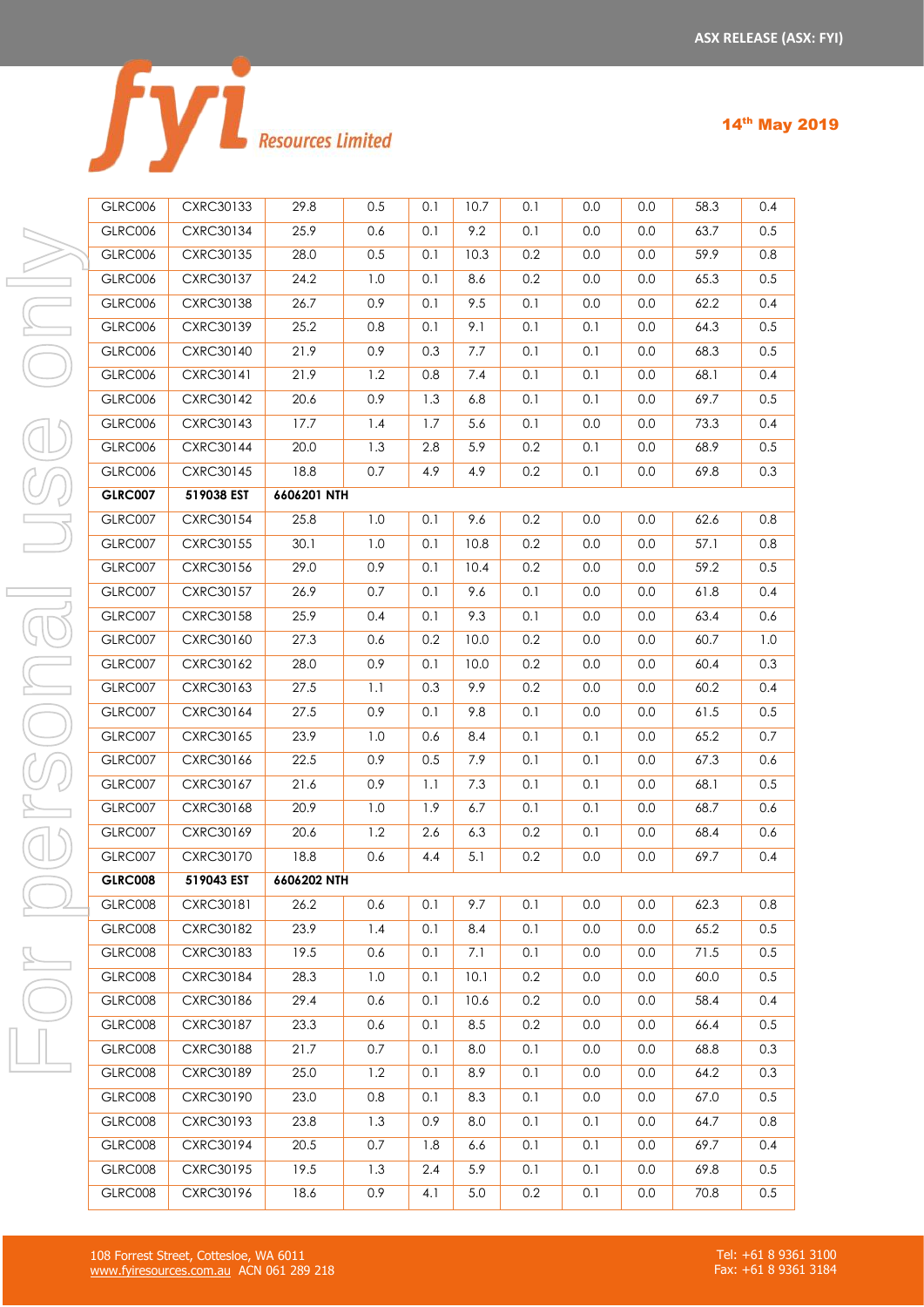| GLRC006 | CXRC30133 | 29.8 | 0.5 | 0.1 | 10.7 | 0.1 | 0.0 | 0.0 | 58.3 | 0.4 |
|---|---|---|---|---|---|---|---|---|---|---|
| GLRC006 | CXRC30134 | 25.9 | 0.6 | 0.1 | 9.2 | 0.1 | 0.0 | 0.0 | 63.7 | 0.5 |
| GLRC006 | CXRC30135 | 28.0 | 0.5 | 0.1 | 10.3 | 0.2 | 0.0 | 0.0 | 59.9 | 0.8 |
| GLRC006 | CXRC30137 | 24.2 | 1.0 | 0.1 | 8.6 | 0.2 | 0.0 | 0.0 | 65.3 | 0.5 |
| GLRC006 | CXRC30138 | 26.7 | 0.9 | 0.1 | 9.5 | 0.1 | 0.0 | 0.0 | 62.2 | 0.4 |
| GLRC006 | CXRC30139 | 25.2 | 0.8 | 0.1 | 9.1 | 0.1 | 0.1 | 0.0 | 64.3 | 0.5 |
| GLRC006 | CXRC30140 | 21.9 | 0.9 | 0.3 | 7.7 | 0.1 | 0.1 | 0.0 | 68.3 | 0.5 |
| GLRC006 | CXRC30141 | 21.9 | 1.2 | 0.8 | 7.4 | 0.1 | 0.1 | 0.0 | 68.1 | 0.4 |
| GLRC006 | CXRC30142 | 20.6 | 0.9 | 1.3 | 6.8 | 0.1 | 0.1 | 0.0 | 69.7 | 0.5 |
| GLRC006 | CXRC30143 | 17.7 | 1.4 | 1.7 | 5.6 | 0.1 | 0.0 | 0.0 | 73.3 | 0.4 |
| GLRC006 | CXRC30144 | 20.0 | 1.3 | 2.8 | 5.9 | 0.2 | 0.1 | 0.0 | 68.9 | 0.5 |
| GLRC006 | CXRC30145 | 18.8 | 0.7 | 4.9 | 4.9 | 0.2 | 0.1 | 0.0 | 69.8 | 0.3 |
| **GLRC007** | **519038 EST** | **6606201 NTH** | | | | | | | | |
| GLRC007 | CXRC30154 | 25.8 | 1.0 | 0.1 | 9.6 | 0.2 | 0.0 | 0.0 | 62.6 | 0.8 |
| GLRC007 | CXRC30155 | 30.1 | 1.0 | 0.1 | 10.8 | 0.2 | 0.0 | 0.0 | 57.1 | 0.8 |
| GLRC007 | CXRC30156 | 29.0 | 0.9 | 0.1 | 10.4 | 0.2 | 0.0 | 0.0 | 59.2 | 0.5 |
| GLRC007 | CXRC30157 | 26.9 | 0.7 | 0.1 | 9.6 | 0.1 | 0.0 | 0.0 | 61.8 | 0.4 |
| GLRC007 | CXRC30158 | 25.9 | 0.4 | 0.1 | 9.3 | 0.1 | 0.0 | 0.0 | 63.4 | 0.6 |
| GLRC007 | CXRC30160 | 27.3 | 0.6 | 0.2 | 10.0 | 0.2 | 0.0 | 0.0 | 60.7 | 1.0 |
| GLRC007 | CXRC30162 | 28.0 | 0.9 | 0.1 | 10.0 | 0.2 | 0.0 | 0.0 | 60.4 | 0.3 |
| GLRC007 | CXRC30163 | 27.5 | 1.1 | 0.3 | 9.9 | 0.2 | 0.0 | 0.0 | 60.2 | 0.4 |
| GLRC007 | CXRC30164 | 27.5 | 0.9 | 0.1 | 9.8 | 0.1 | 0.0 | 0.0 | 61.5 | 0.5 |
| GLRC007 | CXRC30165 | 23.9 | 1.0 | 0.6 | 8.4 | 0.1 | 0.1 | 0.0 | 65.2 | 0.7 |
| GLRC007 | CXRC30166 | 22.5 | 0.9 | 0.5 | 7.9 | 0.1 | 0.1 | 0.0 | 67.3 | 0.6 |
| GLRC007 | CXRC30167 | 21.6 | 0.9 | 1.1 | 7.3 | 0.1 | 0.1 | 0.0 | 68.1 | 0.5 |
| GLRC007 | CXRC30168 | 20.9 | 1.0 | 1.9 | 6.7 | 0.1 | 0.1 | 0.0 | 68.7 | 0.6 |
| GLRC007 | CXRC30169 | 20.6 | 1.2 | 2.6 | 6.3 | 0.2 | 0.1 | 0.0 | 68.4 | 0.6 |
| GLRC007 | CXRC30170 | 18.8 | 0.6 | 4.4 | 5.1 | 0.2 | 0.0 | 0.0 | 69.7 | 0.4 |
| **GLRC008** | **519043 EST** | **6606202 NTH** | | | | | | | | |
| GLRC008 | CXRC30181 | 26.2 | 0.6 | 0.1 | 9.7 | 0.1 | 0.0 | 0.0 | 62.3 | 0.8 |
| GLRC008 | CXRC30182 | 23.9 | 1.4 | 0.1 | 8.4 | 0.1 | 0.0 | 0.0 | 65.2 | 0.5 |
| GLRC008 | CXRC30183 | 19.5 | 0.6 | 0.1 | 7.1 | 0.1 | 0.0 | 0.0 | 71.5 | 0.5 |
| GLRC008 | CXRC30184 | 28.3 | 1.0 | 0.1 | 10.1 | 0.2 | 0.0 | 0.0 | 60.0 | 0.5 |
| GLRC008 | CXRC30186 | 29.4 | 0.6 | 0.1 | 10.6 | 0.2 | 0.0 | 0.0 | 58.4 | 0.4 |
| GLRC008 | CXRC30187 | 23.3 | 0.6 | 0.1 | 8.5 | 0.2 | 0.0 | 0.0 | 66.4 | 0.5 |
| GLRC008 | CXRC30188 | 21.7 | 0.7 | 0.1 | 8.0 | 0.1 | 0.0 | 0.0 | 68.8 | 0.3 |
| GLRC008 | CXRC30189 | 25.0 | 1.2 | 0.1 | 8.9 | 0.1 | 0.0 | 0.0 | 64.2 | 0.3 |
| GLRC008 | CXRC30190 | 23.0 | 0.8 | 0.1 | 8.3 | 0.1 | 0.0 | 0.0 | 67.0 | 0.5 |
| GLRC008 | CXRC30193 | 23.8 | 1.3 | 0.9 | 8.0 | 0.1 | 0.1 | 0.0 | 64.7 | 0.8 |
| GLRC008 | CXRC30194 | 20.5 | 0.7 | 1.8 | 6.6 | 0.1 | 0.1 | 0.0 | 69.7 | 0.4 |
| GLRC008 | CXRC30195 | 19.5 | 1.3 | 2.4 | 5.9 | 0.1 | 0.1 | 0.0 | 69.8 | 0.5 |
| GLRC008 | CXRC30196 | 18.6 | 0.9 | 4.1 | 5.0 | 0.2 | 0.1 | 0.0 | 70.8 | 0.5 |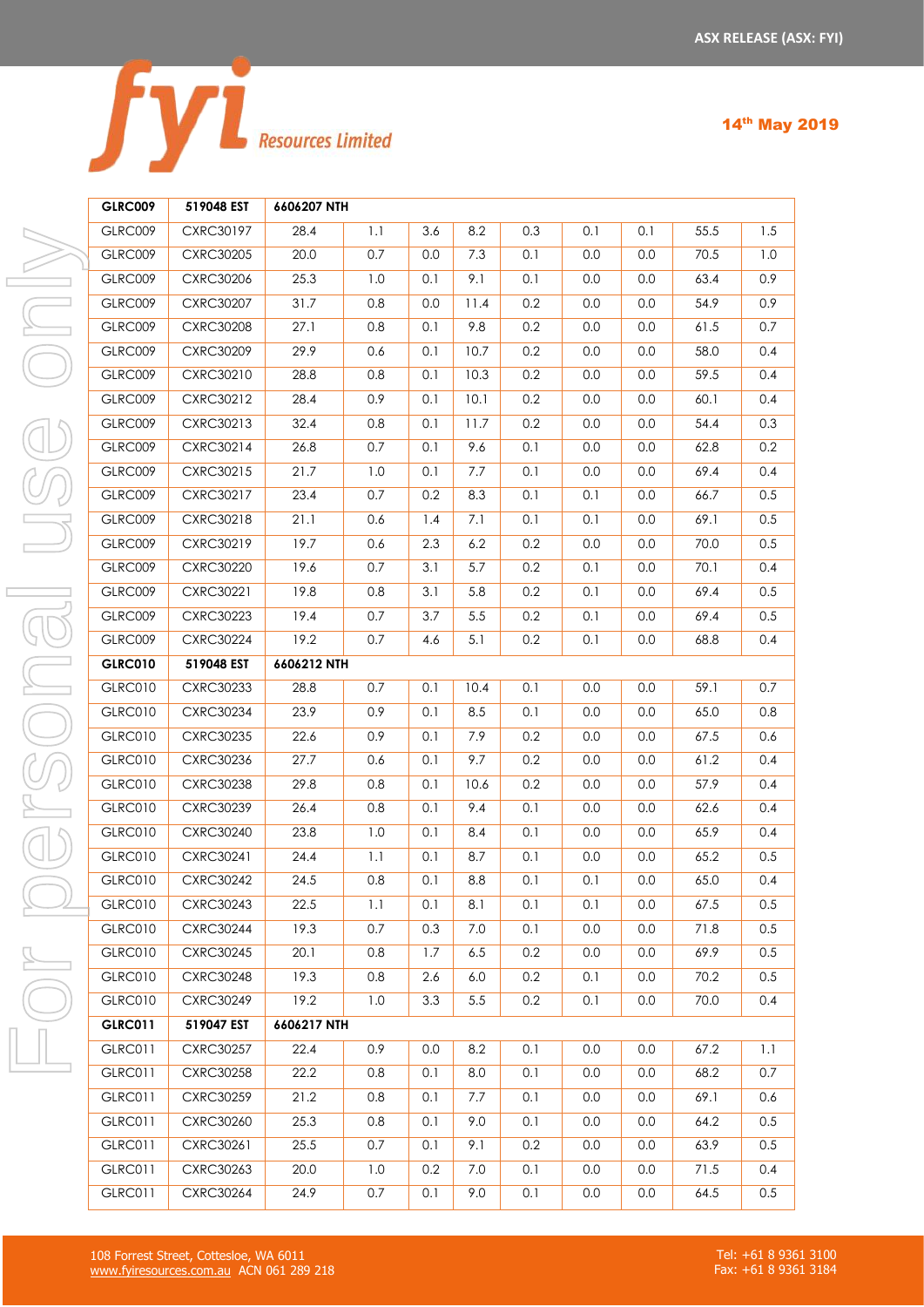| GLRC009 | 519048 EST | 6606207 NTH | | | | | | | | |
|---|---|---|---|---|---|---|---|---|---|---|
| GLRC009 | CXRC30197 | 28.4 | 1.1 | 3.6 | 8.2 | 0.3 | 0.1 | 0.1 | 55.5 | 1.5 |
| GLRC009 | CXRC30205 | 20.0 | 0.7 | 0.0 | 7.3 | 0.1 | 0.0 | 0.0 | 70.5 | 1.0 |
| GLRC009 | CXRC30206 | 25.3 | 1.0 | 0.1 | 9.1 | 0.1 | 0.0 | 0.0 | 63.4 | 0.9 |
| GLRC009 | CXRC30207 | 31.7 | 0.8 | 0.0 | 11.4 | 0.2 | 0.0 | 0.0 | 54.9 | 0.9 |
| GLRC009 | CXRC30208 | 27.1 | 0.8 | 0.1 | 9.8 | 0.2 | 0.0 | 0.0 | 61.5 | 0.7 |
| GLRC009 | CXRC30209 | 29.9 | 0.6 | 0.1 | 10.7 | 0.2 | 0.0 | 0.0 | 58.0 | 0.4 |
| GLRC009 | CXRC30210 | 28.8 | 0.8 | 0.1 | 10.3 | 0.2 | 0.0 | 0.0 | 59.5 | 0.4 |
| GLRC009 | CXRC30212 | 28.4 | 0.9 | 0.1 | 10.1 | 0.2 | 0.0 | 0.0 | 60.1 | 0.4 |
| GLRC009 | CXRC30213 | 32.4 | 0.8 | 0.1 | 11.7 | 0.2 | 0.0 | 0.0 | 54.4 | 0.3 |
| GLRC009 | CXRC30214 | 26.8 | 0.7 | 0.1 | 9.6 | 0.1 | 0.0 | 0.0 | 62.8 | 0.2 |
| GLRC009 | CXRC30215 | 21.7 | 1.0 | 0.1 | 7.7 | 0.1 | 0.0 | 0.0 | 69.4 | 0.4 |
| GLRC009 | CXRC30217 | 23.4 | 0.7 | 0.2 | 8.3 | 0.1 | 0.1 | 0.0 | 66.7 | 0.5 |
| GLRC009 | CXRC30218 | 21.1 | 0.6 | 1.4 | 7.1 | 0.1 | 0.1 | 0.0 | 69.1 | 0.5 |
| GLRC009 | CXRC30219 | 19.7 | 0.6 | 2.3 | 6.2 | 0.2 | 0.0 | 0.0 | 70.0 | 0.5 |
| GLRC009 | CXRC30220 | 19.6 | 0.7 | 3.1 | 5.7 | 0.2 | 0.1 | 0.0 | 70.1 | 0.4 |
| GLRC009 | CXRC30221 | 19.8 | 0.8 | 3.1 | 5.8 | 0.2 | 0.1 | 0.0 | 69.4 | 0.5 |
| GLRC009 | CXRC30223 | 19.4 | 0.7 | 3.7 | 5.5 | 0.2 | 0.1 | 0.0 | 69.4 | 0.5 |
| GLRC009 | CXRC30224 | 19.2 | 0.7 | 4.6 | 5.1 | 0.2 | 0.1 | 0.0 | 68.8 | 0.4 |
| **GLRC010** | **519048 EST** | **6606212 NTH** | | | | | | | | |
| GLRC010 | CXRC30233 | 28.8 | 0.7 | 0.1 | 10.4 | 0.1 | 0.0 | 0.0 | 59.1 | 0.7 |
| GLRC010 | CXRC30234 | 23.9 | 0.9 | 0.1 | 8.5 | 0.1 | 0.0 | 0.0 | 65.0 | 0.8 |
| GLRC010 | CXRC30235 | 22.6 | 0.9 | 0.1 | 7.9 | 0.2 | 0.0 | 0.0 | 67.5 | 0.6 |
| GLRC010 | CXRC30236 | 27.7 | 0.6 | 0.1 | 9.7 | 0.2 | 0.0 | 0.0 | 61.2 | 0.4 |
| GLRC010 | CXRC30238 | 29.8 | 0.8 | 0.1 | 10.6 | 0.2 | 0.0 | 0.0 | 57.9 | 0.4 |
| GLRC010 | CXRC30239 | 26.4 | 0.8 | 0.1 | 9.4 | 0.1 | 0.0 | 0.0 | 62.6 | 0.4 |
| GLRC010 | CXRC30240 | 23.8 | 1.0 | 0.1 | 8.4 | 0.1 | 0.0 | 0.0 | 65.9 | 0.4 |
| GLRC010 | CXRC30241 | 24.4 | 1.1 | 0.1 | 8.7 | 0.1 | 0.0 | 0.0 | 65.2 | 0.5 |
| GLRC010 | CXRC30242 | 24.5 | 0.8 | 0.1 | 8.8 | 0.1 | 0.1 | 0.0 | 65.0 | 0.4 |
| GLRC010 | CXRC30243 | 22.5 | 1.1 | 0.1 | 8.1 | 0.1 | 0.1 | 0.0 | 67.5 | 0.5 |
| GLRC010 | CXRC30244 | 19.3 | 0.7 | 0.3 | 7.0 | 0.1 | 0.0 | 0.0 | 71.8 | 0.5 |
| GLRC010 | CXRC30245 | 20.1 | 0.8 | 1.7 | 6.5 | 0.2 | 0.0 | 0.0 | 69.9 | 0.5 |
| GLRC010 | CXRC30248 | 19.3 | 0.8 | 2.6 | 6.0 | 0.2 | 0.1 | 0.0 | 70.2 | 0.5 |
| GLRC010 | CXRC30249 | 19.2 | 1.0 | 3.3 | 5.5 | 0.2 | 0.1 | 0.0 | 70.0 | 0.4 |
| **GLRC011** | **519047 EST** | **6606217 NTH** | | | | | | | | |
| GLRC011 | CXRC30257 | 22.4 | 0.9 | 0.0 | 8.2 | 0.1 | 0.0 | 0.0 | 67.2 | 1.1 |
| GLRC011 | CXRC30258 | 22.2 | 0.8 | 0.1 | 8.0 | 0.1 | 0.0 | 0.0 | 68.2 | 0.7 |
| GLRC011 | CXRC30259 | 21.2 | 0.8 | 0.1 | 7.7 | 0.1 | 0.0 | 0.0 | 69.1 | 0.6 |
| GLRC011 | CXRC30260 | 25.3 | 0.8 | 0.1 | 9.0 | 0.1 | 0.0 | 0.0 | 64.2 | 0.5 |
| GLRC011 | CXRC30261 | 25.5 | 0.7 | 0.1 | 9.1 | 0.2 | 0.0 | 0.0 | 63.9 | 0.5 |
| GLRC011 | CXRC30263 | 20.0 | 1.0 | 0.2 | 7.0 | 0.1 | 0.0 | 0.0 | 71.5 | 0.4 |
| GLRC011 | CXRC30264 | 24.9 | 0.7 | 0.1 | 9.0 | 0.1 | 0.0 | 0.0 | 64.5 | 0.5 |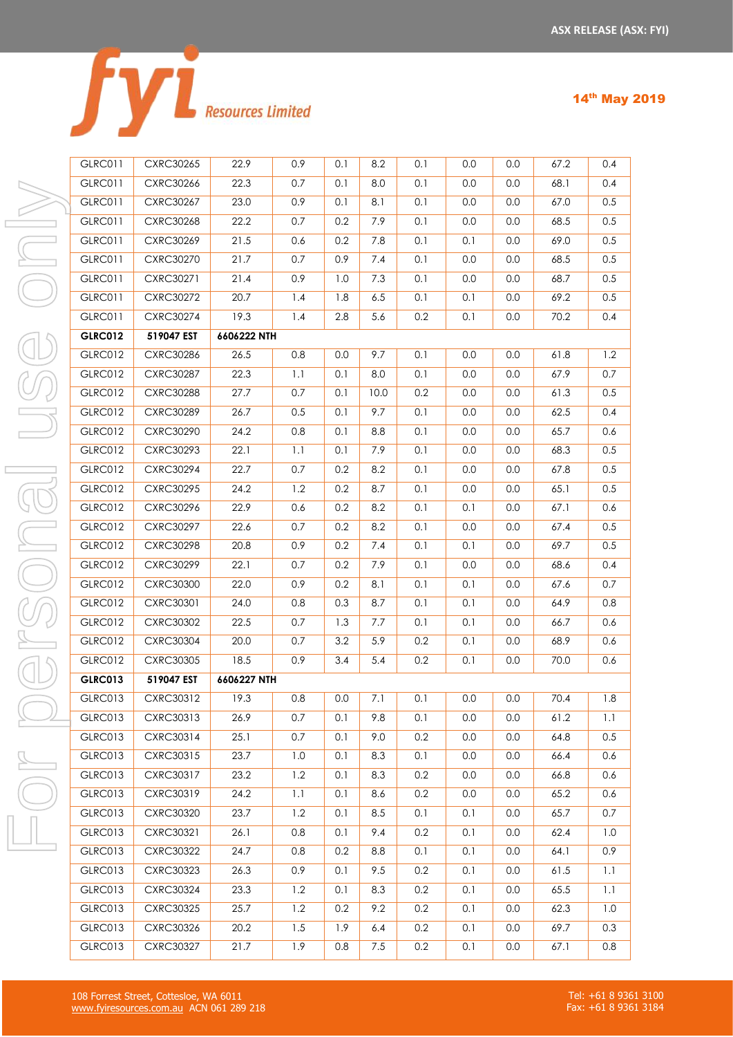| | | | | | | | | | | |
|---|---|---|---|---|---|---|---|---|---|---|
| GLRC011 | CXRC30265 | 22.9 | 0.9 | 0.1 | 8.2 | 0.1 | 0.0 | 0.0 | 67.2 | 0.4 |
| GLRC011 | CXRC30266 | 22.3 | 0.7 | 0.1 | 8.0 | 0.1 | 0.0 | 0.0 | 68.1 | 0.4 |
| GLRC011 | CXRC30267 | 23.0 | 0.9 | 0.1 | 8.1 | 0.1 | 0.0 | 0.0 | 67.0 | 0.5 |
| GLRC011 | CXRC30268 | 22.2 | 0.7 | 0.2 | 7.9 | 0.1 | 0.0 | 0.0 | 68.5 | 0.5 |
| GLRC011 | CXRC30269 | 21.5 | 0.6 | 0.2 | 7.8 | 0.1 | 0.1 | 0.0 | 69.0 | 0.5 |
| GLRC011 | CXRC30270 | 21.7 | 0.7 | 0.9 | 7.4 | 0.1 | 0.0 | 0.0 | 68.5 | 0.5 |
| GLRC011 | CXRC30271 | 21.4 | 0.9 | 1.0 | 7.3 | 0.1 | 0.0 | 0.0 | 68.7 | 0.5 |
| GLRC011 | CXRC30272 | 20.7 | 1.4 | 1.8 | 6.5 | 0.1 | 0.1 | 0.0 | 69.2 | 0.5 |
| GLRC011 | CXRC30274 | 19.3 | 1.4 | 2.8 | 5.6 | 0.2 | 0.1 | 0.0 | 70.2 | 0.4 |
| **GLRC012** | **519047 EST** | **6606222 NTH** | | | | | | | | |
| GLRC012 | CXRC30286 | 26.5 | 0.8 | 0.0 | 9.7 | 0.1 | 0.0 | 0.0 | 61.8 | 1.2 |
| GLRC012 | CXRC30287 | 22.3 | 1.1 | 0.1 | 8.0 | 0.1 | 0.0 | 0.0 | 67.9 | 0.7 |
| GLRC012 | CXRC30288 | 27.7 | 0.7 | 0.1 | 10.0 | 0.2 | 0.0 | 0.0 | 61.3 | 0.5 |
| GLRC012 | CXRC30289 | 26.7 | 0.5 | 0.1 | 9.7 | 0.1 | 0.0 | 0.0 | 62.5 | 0.4 |
| GLRC012 | CXRC30290 | 24.2 | 0.8 | 0.1 | 8.8 | 0.1 | 0.0 | 0.0 | 65.7 | 0.6 |
| GLRC012 | CXRC30293 | 22.1 | 1.1 | 0.1 | 7.9 | 0.1 | 0.0 | 0.0 | 68.3 | 0.5 |
| GLRC012 | CXRC30294 | 22.7 | 0.7 | 0.2 | 8.2 | 0.1 | 0.0 | 0.0 | 67.8 | 0.5 |
| GLRC012 | CXRC30295 | 24.2 | 1.2 | 0.2 | 8.7 | 0.1 | 0.0 | 0.0 | 65.1 | 0.5 |
| GLRC012 | CXRC30296 | 22.9 | 0.6 | 0.2 | 8.2 | 0.1 | 0.1 | 0.0 | 67.1 | 0.6 |
| GLRC012 | CXRC30297 | 22.6 | 0.7 | 0.2 | 8.2 | 0.1 | 0.0 | 0.0 | 67.4 | 0.5 |
| GLRC012 | CXRC30298 | 20.8 | 0.9 | 0.2 | 7.4 | 0.1 | 0.1 | 0.0 | 69.7 | 0.5 |
| GLRC012 | CXRC30299 | 22.1 | 0.7 | 0.2 | 7.9 | 0.1 | 0.0 | 0.0 | 68.6 | 0.4 |
| GLRC012 | CXRC30300 | 22.0 | 0.9 | 0.2 | 8.1 | 0.1 | 0.1 | 0.0 | 67.6 | 0.7 |
| GLRC012 | CXRC30301 | 24.0 | 0.8 | 0.3 | 8.7 | 0.1 | 0.1 | 0.0 | 64.9 | 0.8 |
| GLRC012 | CXRC30302 | 22.5 | 0.7 | 1.3 | 7.7 | 0.1 | 0.1 | 0.0 | 66.7 | 0.6 |
| GLRC012 | CXRC30304 | 20.0 | 0.7 | 3.2 | 5.9 | 0.2 | 0.1 | 0.0 | 68.9 | 0.6 |
| GLRC012 | CXRC30305 | 18.5 | 0.9 | 3.4 | 5.4 | 0.2 | 0.1 | 0.0 | 70.0 | 0.6 |
| **GLRC013** | **519047 EST** | **6606227 NTH** | | | | | | | | |
| GLRC013 | CXRC30312 | 19.3 | 0.8 | 0.0 | 7.1 | 0.1 | 0.0 | 0.0 | 70.4 | 1.8 |
| GLRC013 | CXRC30313 | 26.9 | 0.7 | 0.1 | 9.8 | 0.1 | 0.0 | 0.0 | 61.2 | 1.1 |
| GLRC013 | CXRC30314 | 25.1 | 0.7 | 0.1 | 9.0 | 0.2 | 0.0 | 0.0 | 64.8 | 0.5 |
| GLRC013 | CXRC30315 | 23.7 | 1.0 | 0.1 | 8.3 | 0.1 | 0.0 | 0.0 | 66.4 | 0.6 |
| GLRC013 | CXRC30317 | 23.2 | 1.2 | 0.1 | 8.3 | 0.2 | 0.0 | 0.0 | 66.8 | 0.6 |
| GLRC013 | CXRC30319 | 24.2 | 1.1 | 0.1 | 8.6 | 0.2 | 0.0 | 0.0 | 65.2 | 0.6 |
| GLRC013 | CXRC30320 | 23.7 | 1.2 | 0.1 | 8.5 | 0.1 | 0.1 | 0.0 | 65.7 | 0.7 |
| GLRC013 | CXRC30321 | 26.1 | 0.8 | 0.1 | 9.4 | 0.2 | 0.1 | 0.0 | 62.4 | 1.0 |
| GLRC013 | CXRC30322 | 24.7 | 0.8 | 0.2 | 8.8 | 0.1 | 0.1 | 0.0 | 64.1 | 0.9 |
| GLRC013 | CXRC30323 | 26.3 | 0.9 | 0.1 | 9.5 | 0.2 | 0.1 | 0.0 | 61.5 | 1.1 |
| GLRC013 | CXRC30324 | 23.3 | 1.2 | 0.1 | 8.3 | 0.2 | 0.1 | 0.0 | 65.5 | 1.1 |
| GLRC013 | CXRC30325 | 25.7 | 1.2 | 0.2 | 9.2 | 0.2 | 0.1 | 0.0 | 62.3 | 1.0 |
| GLRC013 | CXRC30326 | 20.2 | 1.5 | 1.9 | 6.4 | 0.2 | 0.1 | 0.0 | 69.7 | 0.3 |
| GLRC013 | CXRC30327 | 21.7 | 1.9 | 0.8 | 7.5 | 0.2 | 0.1 | 0.0 | 67.1 | 0.8 |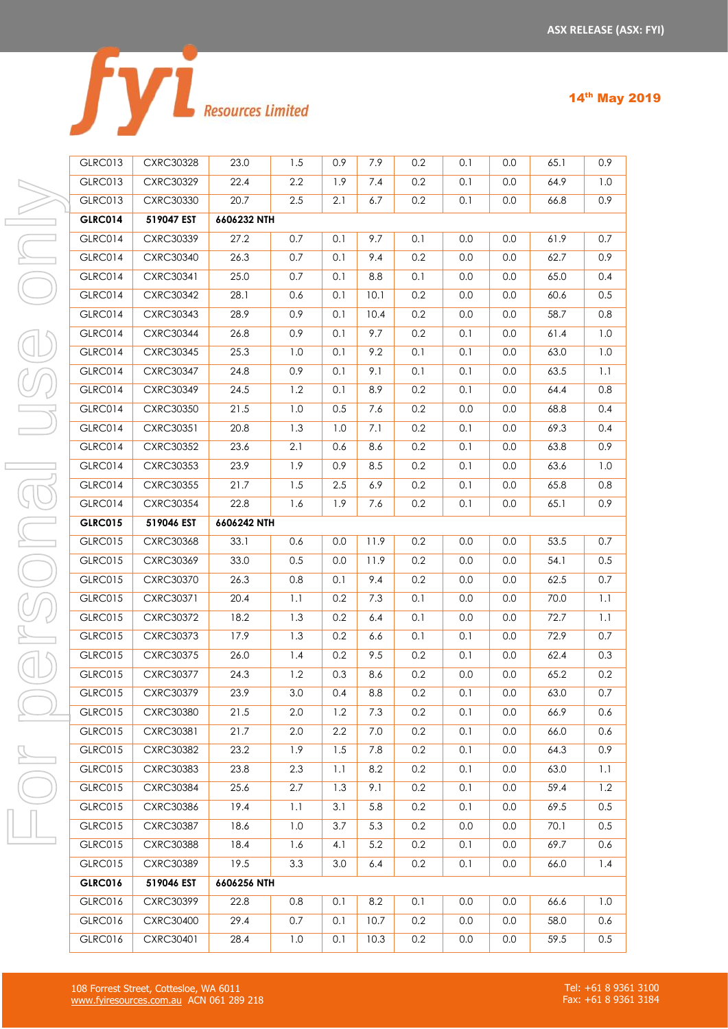| | | | | | | | | | | |
|---|---|---|---|---|---|---|---|---|---|---|
| GLRC013 | CXRC30328 | 23.0 | 1.5 | 0.9 | 7.9 | 0.2 | 0.1 | 0.0 | 65.1 | 0.9 |
| GLRC013 | CXRC30329 | 22.4 | 2.2 | 1.9 | 7.4 | 0.2 | 0.1 | 0.0 | 64.9 | 1.0 |
| GLRC013 | CXRC30330 | 20.7 | 2.5 | 2.1 | 6.7 | 0.2 | 0.1 | 0.0 | 66.8 | 0.9 |
| **GLRC014** | **519047 EST** | **6606232 NTH** | | | | | | | | |
| GLRC014 | CXRC30339 | 27.2 | 0.7 | 0.1 | 9.7 | 0.1 | 0.0 | 0.0 | 61.9 | 0.7 |
| GLRC014 | CXRC30340 | 26.3 | 0.7 | 0.1 | 9.4 | 0.2 | 0.0 | 0.0 | 62.7 | 0.9 |
| GLRC014 | CXRC30341 | 25.0 | 0.7 | 0.1 | 8.8 | 0.1 | 0.0 | 0.0 | 65.0 | 0.4 |
| GLRC014 | CXRC30342 | 28.1 | 0.6 | 0.1 | 10.1 | 0.2 | 0.0 | 0.0 | 60.6 | 0.5 |
| GLRC014 | CXRC30343 | 28.9 | 0.9 | 0.1 | 10.4 | 0.2 | 0.0 | 0.0 | 58.7 | 0.8 |
| GLRC014 | CXRC30344 | 26.8 | 0.9 | 0.1 | 9.7 | 0.2 | 0.1 | 0.0 | 61.4 | 1.0 |
| GLRC014 | CXRC30345 | 25.3 | 1.0 | 0.1 | 9.2 | 0.1 | 0.1 | 0.0 | 63.0 | 1.0 |
| GLRC014 | CXRC30347 | 24.8 | 0.9 | 0.1 | 9.1 | 0.1 | 0.1 | 0.0 | 63.5 | 1.1 |
| GLRC014 | CXRC30349 | 24.5 | 1.2 | 0.1 | 8.9 | 0.2 | 0.1 | 0.0 | 64.4 | 0.8 |
| GLRC014 | CXRC30350 | 21.5 | 1.0 | 0.5 | 7.6 | 0.2 | 0.0 | 0.0 | 68.8 | 0.4 |
| GLRC014 | CXRC30351 | 20.8 | 1.3 | 1.0 | 7.1 | 0.2 | 0.1 | 0.0 | 69.3 | 0.4 |
| GLRC014 | CXRC30352 | 23.6 | 2.1 | 0.6 | 8.6 | 0.2 | 0.1 | 0.0 | 63.8 | 0.9 |
| GLRC014 | CXRC30353 | 23.9 | 1.9 | 0.9 | 8.5 | 0.2 | 0.1 | 0.0 | 63.6 | 1.0 |
| GLRC014 | CXRC30355 | 21.7 | 1.5 | 2.5 | 6.9 | 0.2 | 0.1 | 0.0 | 65.8 | 0.8 |
| GLRC014 | CXRC30354 | 22.8 | 1.6 | 1.9 | 7.6 | 0.2 | 0.1 | 0.0 | 65.1 | 0.9 |
| **GLRC015** | **519046 EST** | **6606242 NTH** | | | | | | | | |
| GLRC015 | CXRC30368 | 33.1 | 0.6 | 0.0 | 11.9 | 0.2 | 0.0 | 0.0 | 53.5 | 0.7 |
| GLRC015 | CXRC30369 | 33.0 | 0.5 | 0.0 | 11.9 | 0.2 | 0.0 | 0.0 | 54.1 | 0.5 |
| GLRC015 | CXRC30370 | 26.3 | 0.8 | 0.1 | 9.4 | 0.2 | 0.0 | 0.0 | 62.5 | 0.7 |
| GLRC015 | CXRC30371 | 20.4 | 1.1 | 0.2 | 7.3 | 0.1 | 0.0 | 0.0 | 70.0 | 1.1 |
| GLRC015 | CXRC30372 | 18.2 | 1.3 | 0.2 | 6.4 | 0.1 | 0.0 | 0.0 | 72.7 | 1.1 |
| GLRC015 | CXRC30373 | 17.9 | 1.3 | 0.2 | 6.6 | 0.1 | 0.1 | 0.0 | 72.9 | 0.7 |
| GLRC015 | CXRC30375 | 26.0 | 1.4 | 0.2 | 9.5 | 0.2 | 0.1 | 0.0 | 62.4 | 0.3 |
| GLRC015 | CXRC30377 | 24.3 | 1.2 | 0.3 | 8.6 | 0.2 | 0.0 | 0.0 | 65.2 | 0.2 |
| GLRC015 | CXRC30379 | 23.9 | 3.0 | 0.4 | 8.8 | 0.2 | 0.1 | 0.0 | 63.0 | 0.7 |
| GLRC015 | CXRC30380 | 21.5 | 2.0 | 1.2 | 7.3 | 0.2 | 0.1 | 0.0 | 66.9 | 0.6 |
| GLRC015 | CXRC30381 | 21.7 | 2.0 | 2.2 | 7.0 | 0.2 | 0.1 | 0.0 | 66.0 | 0.6 |
| GLRC015 | CXRC30382 | 23.2 | 1.9 | 1.5 | 7.8 | 0.2 | 0.1 | 0.0 | 64.3 | 0.9 |
| GLRC015 | CXRC30383 | 23.8 | 2.3 | 1.1 | 8.2 | 0.2 | 0.1 | 0.0 | 63.0 | 1.1 |
| GLRC015 | CXRC30384 | 25.6 | 2.7 | 1.3 | 9.1 | 0.2 | 0.1 | 0.0 | 59.4 | 1.2 |
| GLRC015 | CXRC30386 | 19.4 | 1.1 | 3.1 | 5.8 | 0.2 | 0.1 | 0.0 | 69.5 | 0.5 |
| GLRC015 | CXRC30387 | 18.6 | 1.0 | 3.7 | 5.3 | 0.2 | 0.0 | 0.0 | 70.1 | 0.5 |
| GLRC015 | CXRC30388 | 18.4 | 1.6 | 4.1 | 5.2 | 0.2 | 0.1 | 0.0 | 69.7 | 0.6 |
| GLRC015 | CXRC30389 | 19.5 | 3.3 | 3.0 | 6.4 | 0.2 | 0.1 | 0.0 | 66.0 | 1.4 |
| **GLRC016** | **519046 EST** | **6606256 NTH** | | | | | | | | |
| GLRC016 | CXRC30399 | 22.8 | 0.8 | 0.1 | 8.2 | 0.1 | 0.0 | 0.0 | 66.6 | 1.0 |
| GLRC016 | CXRC30400 | 29.4 | 0.7 | 0.1 | 10.7 | 0.2 | 0.0 | 0.0 | 58.0 | 0.6 |
| GLRC016 | CXRC30401 | 28.4 | 1.0 | 0.1 | 10.3 | 0.2 | 0.0 | 0.0 | 59.5 | 0.5 |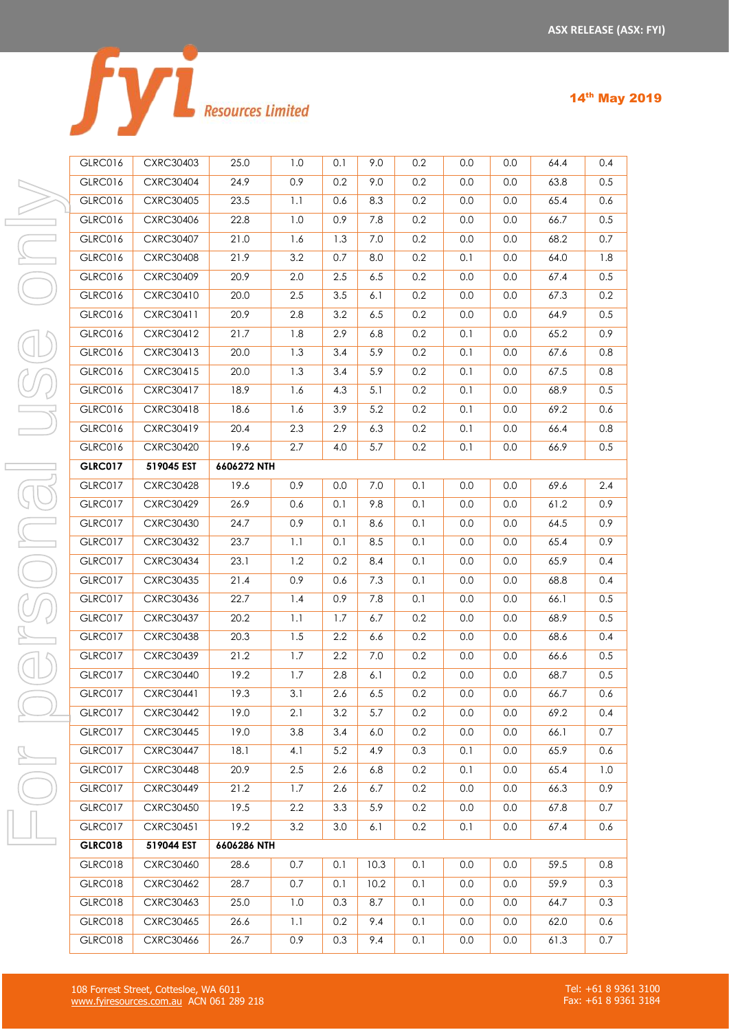| GLRC016 | CXRC30403 | 25.0 | 1.0 | 0.1 | 9.0 | 0.2 | 0.0 | 0.0 | 64.4 | 0.4 |
|---|---|---|---|---|---|---|---|---|---|---|
| GLRC016 | CXRC30404 | 24.9 | 0.9 | 0.2 | 9.0 | 0.2 | 0.0 | 0.0 | 63.8 | 0.5 |
| GLRC016 | CXRC30405 | 23.5 | 1.1 | 0.6 | 8.3 | 0.2 | 0.0 | 0.0 | 65.4 | 0.6 |
| GLRC016 | CXRC30406 | 22.8 | 1.0 | 0.9 | 7.8 | 0.2 | 0.0 | 0.0 | 66.7 | 0.5 |
| GLRC016 | CXRC30407 | 21.0 | 1.6 | 1.3 | 7.0 | 0.2 | 0.0 | 0.0 | 68.2 | 0.7 |
| GLRC016 | CXRC30408 | 21.9 | 3.2 | 0.7 | 8.0 | 0.2 | 0.1 | 0.0 | 64.0 | 1.8 |
| GLRC016 | CXRC30409 | 20.9 | 2.0 | 2.5 | 6.5 | 0.2 | 0.0 | 0.0 | 67.4 | 0.5 |
| GLRC016 | CXRC30410 | 20.0 | 2.5 | 3.5 | 6.1 | 0.2 | 0.0 | 0.0 | 67.3 | 0.2 |
| GLRC016 | CXRC30411 | 20.9 | 2.8 | 3.2 | 6.5 | 0.2 | 0.0 | 0.0 | 64.9 | 0.5 |
| GLRC016 | CXRC30412 | 21.7 | 1.8 | 2.9 | 6.8 | 0.2 | 0.1 | 0.0 | 65.2 | 0.9 |
| GLRC016 | CXRC30413 | 20.0 | 1.3 | 3.4 | 5.9 | 0.2 | 0.1 | 0.0 | 67.6 | 0.8 |
| GLRC016 | CXRC30415 | 20.0 | 1.3 | 3.4 | 5.9 | 0.2 | 0.1 | 0.0 | 67.5 | 0.8 |
| GLRC016 | CXRC30417 | 18.9 | 1.6 | 4.3 | 5.1 | 0.2 | 0.1 | 0.0 | 68.9 | 0.5 |
| GLRC016 | CXRC30418 | 18.6 | 1.6 | 3.9 | 5.2 | 0.2 | 0.1 | 0.0 | 69.2 | 0.6 |
| GLRC016 | CXRC30419 | 20.4 | 2.3 | 2.9 | 6.3 | 0.2 | 0.1 | 0.0 | 66.4 | 0.8 |
| GLRC016 | CXRC30420 | 19.6 | 2.7 | 4.0 | 5.7 | 0.2 | 0.1 | 0.0 | 66.9 | 0.5 |
| **GLRC017** | **519045 EST** | **6606272 NTH** | | | | | | | | |
| GLRC017 | CXRC30428 | 19.6 | 0.9 | 0.0 | 7.0 | 0.1 | 0.0 | 0.0 | 69.6 | 2.4 |
| GLRC017 | CXRC30429 | 26.9 | 0.6 | 0.1 | 9.8 | 0.1 | 0.0 | 0.0 | 61.2 | 0.9 |
| GLRC017 | CXRC30430 | 24.7 | 0.9 | 0.1 | 8.6 | 0.1 | 0.0 | 0.0 | 64.5 | 0.9 |
| GLRC017 | CXRC30432 | 23.7 | 1.1 | 0.1 | 8.5 | 0.1 | 0.0 | 0.0 | 65.4 | 0.9 |
| GLRC017 | CXRC30434 | 23.1 | 1.2 | 0.2 | 8.4 | 0.1 | 0.0 | 0.0 | 65.9 | 0.4 |
| GLRC017 | CXRC30435 | 21.4 | 0.9 | 0.6 | 7.3 | 0.1 | 0.0 | 0.0 | 68.8 | 0.4 |
| GLRC017 | CXRC30436 | 22.7 | 1.4 | 0.9 | 7.8 | 0.1 | 0.0 | 0.0 | 66.1 | 0.5 |
| GLRC017 | CXRC30437 | 20.2 | 1.1 | 1.7 | 6.7 | 0.2 | 0.0 | 0.0 | 68.9 | 0.5 |
| GLRC017 | CXRC30438 | 20.3 | 1.5 | 2.2 | 6.6 | 0.2 | 0.0 | 0.0 | 68.6 | 0.4 |
| GLRC017 | CXRC30439 | 21.2 | 1.7 | 2.2 | 7.0 | 0.2 | 0.0 | 0.0 | 66.6 | 0.5 |
| GLRC017 | CXRC30440 | 19.2 | 1.7 | 2.8 | 6.1 | 0.2 | 0.0 | 0.0 | 68.7 | 0.5 |
| GLRC017 | CXRC30441 | 19.3 | 3.1 | 2.6 | 6.5 | 0.2 | 0.0 | 0.0 | 66.7 | 0.6 |
| GLRC017 | CXRC30442 | 19.0 | 2.1 | 3.2 | 5.7 | 0.2 | 0.0 | 0.0 | 69.2 | 0.4 |
| GLRC017 | CXRC30445 | 19.0 | 3.8 | 3.4 | 6.0 | 0.2 | 0.0 | 0.0 | 66.1 | 0.7 |
| GLRC017 | CXRC30447 | 18.1 | 4.1 | 5.2 | 4.9 | 0.3 | 0.1 | 0.0 | 65.9 | 0.6 |
| GLRC017 | CXRC30448 | 20.9 | 2.5 | 2.6 | 6.8 | 0.2 | 0.1 | 0.0 | 65.4 | 1.0 |
| GLRC017 | CXRC30449 | 21.2 | 1.7 | 2.6 | 6.7 | 0.2 | 0.0 | 0.0 | 66.3 | 0.9 |
| GLRC017 | CXRC30450 | 19.5 | 2.2 | 3.3 | 5.9 | 0.2 | 0.0 | 0.0 | 67.8 | 0.7 |
| GLRC017 | CXRC30451 | 19.2 | 3.2 | 3.0 | 6.1 | 0.2 | 0.1 | 0.0 | 67.4 | 0.6 |
| **GLRC018** | **519044 EST** | **6606286 NTH** | | | | | | | | |
| GLRC018 | CXRC30460 | 28.6 | 0.7 | 0.1 | 10.3 | 0.1 | 0.0 | 0.0 | 59.5 | 0.8 |
| GLRC018 | CXRC30462 | 28.7 | 0.7 | 0.1 | 10.2 | 0.1 | 0.0 | 0.0 | 59.9 | 0.3 |
| GLRC018 | CXRC30463 | 25.0 | 1.0 | 0.3 | 8.7 | 0.1 | 0.0 | 0.0 | 64.7 | 0.3 |
| GLRC018 | CXRC30465 | 26.6 | 1.1 | 0.2 | 9.4 | 0.1 | 0.0 | 0.0 | 62.0 | 0.6 |
| GLRC018 | CXRC30466 | 26.7 | 0.9 | 0.3 | 9.4 | 0.1 | 0.0 | 0.0 | 61.3 | 0.7 |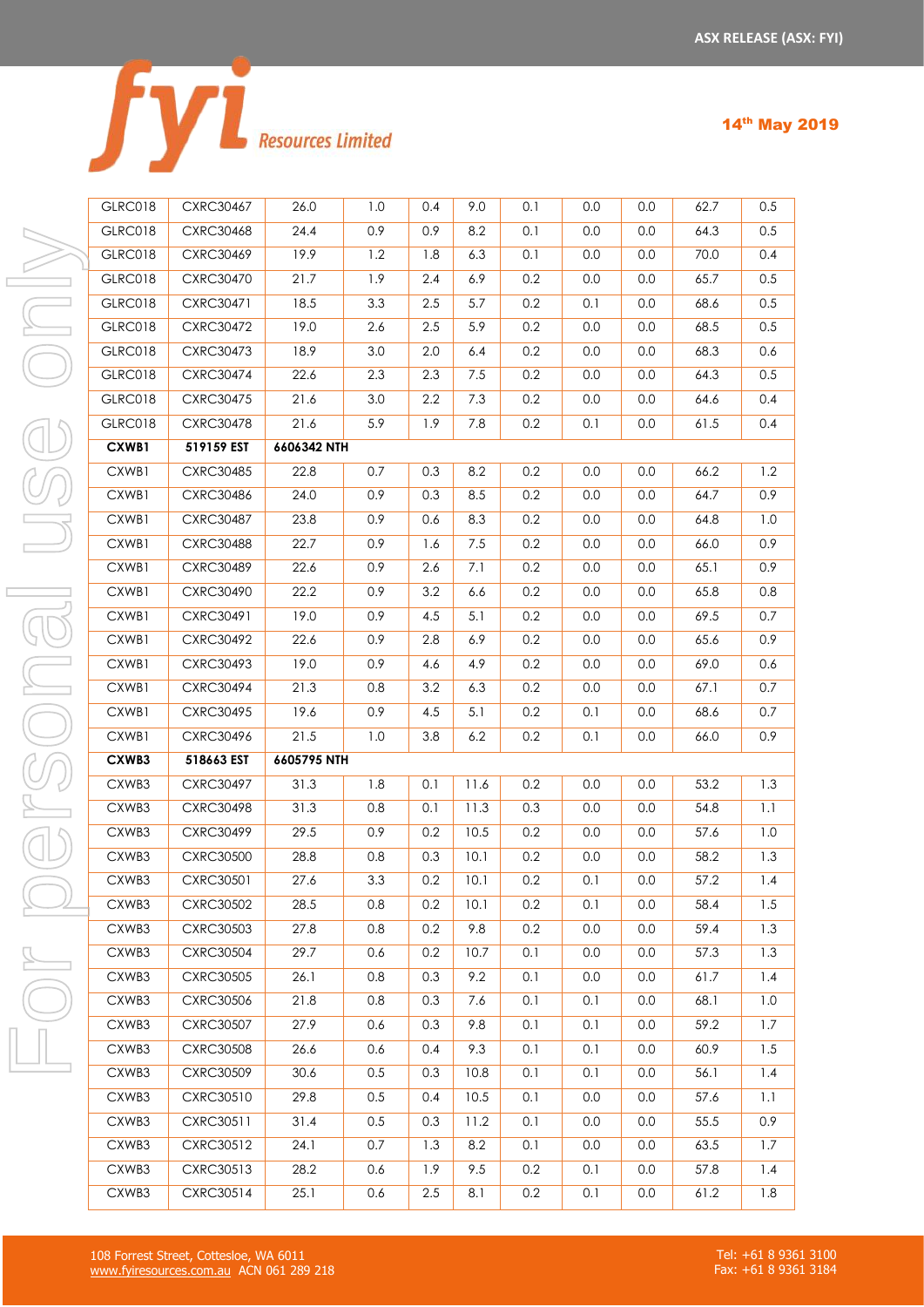| | | | | | | | | | | |
|---|---|---|---|---|---|---|---|---|---|---|
| GLRC018 | CXRC30467 | 26.0 | 1.0 | 0.4 | 9.0 | 0.1 | 0.0 | 0.0 | 62.7 | 0.5 |
| GLRC018 | CXRC30468 | 24.4 | 0.9 | 0.9 | 8.2 | 0.1 | 0.0 | 0.0 | 64.3 | 0.5 |
| GLRC018 | CXRC30469 | 19.9 | 1.2 | 1.8 | 6.3 | 0.1 | 0.0 | 0.0 | 70.0 | 0.4 |
| GLRC018 | CXRC30470 | 21.7 | 1.9 | 2.4 | 6.9 | 0.2 | 0.0 | 0.0 | 65.7 | 0.5 |
| GLRC018 | CXRC30471 | 18.5 | 3.3 | 2.5 | 5.7 | 0.2 | 0.1 | 0.0 | 68.6 | 0.5 |
| GLRC018 | CXRC30472 | 19.0 | 2.6 | 2.5 | 5.9 | 0.2 | 0.0 | 0.0 | 68.5 | 0.5 |
| GLRC018 | CXRC30473 | 18.9 | 3.0 | 2.0 | 6.4 | 0.2 | 0.0 | 0.0 | 68.3 | 0.6 |
| GLRC018 | CXRC30474 | 22.6 | 2.3 | 2.3 | 7.5 | 0.2 | 0.0 | 0.0 | 64.3 | 0.5 |
| GLRC018 | CXRC30475 | 21.6 | 3.0 | 2.2 | 7.3 | 0.2 | 0.0 | 0.0 | 64.6 | 0.4 |
| GLRC018 | CXRC30478 | 21.6 | 5.9 | 1.9 | 7.8 | 0.2 | 0.1 | 0.0 | 61.5 | 0.4 |
| **CXWB1** | **519159 EST** | **6606342 NTH** | | | | | | | | |
| CXWB1 | CXRC30485 | 22.8 | 0.7 | 0.3 | 8.2 | 0.2 | 0.0 | 0.0 | 66.2 | 1.2 |
| CXWB1 | CXRC30486 | 24.0 | 0.9 | 0.3 | 8.5 | 0.2 | 0.0 | 0.0 | 64.7 | 0.9 |
| CXWB1 | CXRC30487 | 23.8 | 0.9 | 0.6 | 8.3 | 0.2 | 0.0 | 0.0 | 64.8 | 1.0 |
| CXWB1 | CXRC30488 | 22.7 | 0.9 | 1.6 | 7.5 | 0.2 | 0.0 | 0.0 | 66.0 | 0.9 |
| CXWB1 | CXRC30489 | 22.6 | 0.9 | 2.6 | 7.1 | 0.2 | 0.0 | 0.0 | 65.1 | 0.9 |
| CXWB1 | CXRC30490 | 22.2 | 0.9 | 3.2 | 6.6 | 0.2 | 0.0 | 0.0 | 65.8 | 0.8 |
| CXWB1 | CXRC30491 | 19.0 | 0.9 | 4.5 | 5.1 | 0.2 | 0.0 | 0.0 | 69.5 | 0.7 |
| CXWB1 | CXRC30492 | 22.6 | 0.9 | 2.8 | 6.9 | 0.2 | 0.0 | 0.0 | 65.6 | 0.9 |
| CXWB1 | CXRC30493 | 19.0 | 0.9 | 4.6 | 4.9 | 0.2 | 0.0 | 0.0 | 69.0 | 0.6 |
| CXWB1 | CXRC30494 | 21.3 | 0.8 | 3.2 | 6.3 | 0.2 | 0.0 | 0.0 | 67.1 | 0.7 |
| CXWB1 | CXRC30495 | 19.6 | 0.9 | 4.5 | 5.1 | 0.2 | 0.1 | 0.0 | 68.6 | 0.7 |
| CXWB1 | CXRC30496 | 21.5 | 1.0 | 3.8 | 6.2 | 0.2 | 0.1 | 0.0 | 66.0 | 0.9 |
| **CXWB3** | **518663 EST** | **6605795 NTH** | | | | | | | | |
| CXWB3 | CXRC30497 | 31.3 | 1.8 | 0.1 | 11.6 | 0.2 | 0.0 | 0.0 | 53.2 | 1.3 |
| CXWB3 | CXRC30498 | 31.3 | 0.8 | 0.1 | 11.3 | 0.3 | 0.0 | 0.0 | 54.8 | 1.1 |
| CXWB3 | CXRC30499 | 29.5 | 0.9 | 0.2 | 10.5 | 0.2 | 0.0 | 0.0 | 57.6 | 1.0 |
| CXWB3 | CXRC30500 | 28.8 | 0.8 | 0.3 | 10.1 | 0.2 | 0.0 | 0.0 | 58.2 | 1.3 |
| CXWB3 | CXRC30501 | 27.6 | 3.3 | 0.2 | 10.1 | 0.2 | 0.1 | 0.0 | 57.2 | 1.4 |
| CXWB3 | CXRC30502 | 28.5 | 0.8 | 0.2 | 10.1 | 0.2 | 0.1 | 0.0 | 58.4 | 1.5 |
| CXWB3 | CXRC30503 | 27.8 | 0.8 | 0.2 | 9.8 | 0.2 | 0.0 | 0.0 | 59.4 | 1.3 |
| CXWB3 | CXRC30504 | 29.7 | 0.6 | 0.2 | 10.7 | 0.1 | 0.0 | 0.0 | 57.3 | 1.3 |
| CXWB3 | CXRC30505 | 26.1 | 0.8 | 0.3 | 9.2 | 0.1 | 0.0 | 0.0 | 61.7 | 1.4 |
| CXWB3 | CXRC30506 | 21.8 | 0.8 | 0.3 | 7.6 | 0.1 | 0.1 | 0.0 | 68.1 | 1.0 |
| CXWB3 | CXRC30507 | 27.9 | 0.6 | 0.3 | 9.8 | 0.1 | 0.1 | 0.0 | 59.2 | 1.7 |
| CXWB3 | CXRC30508 | 26.6 | 0.6 | 0.4 | 9.3 | 0.1 | 0.1 | 0.0 | 60.9 | 1.5 |
| CXWB3 | CXRC30509 | 30.6 | 0.5 | 0.3 | 10.8 | 0.1 | 0.1 | 0.0 | 56.1 | 1.4 |
| CXWB3 | CXRC30510 | 29.8 | 0.5 | 0.4 | 10.5 | 0.1 | 0.0 | 0.0 | 57.6 | 1.1 |
| CXWB3 | CXRC30511 | 31.4 | 0.5 | 0.3 | 11.2 | 0.1 | 0.0 | 0.0 | 55.5 | 0.9 |
| CXWB3 | CXRC30512 | 24.1 | 0.7 | 1.3 | 8.2 | 0.1 | 0.0 | 0.0 | 63.5 | 1.7 |
| CXWB3 | CXRC30513 | 28.2 | 0.6 | 1.9 | 9.5 | 0.2 | 0.1 | 0.0 | 57.8 | 1.4 |
| CXWB3 | CXRC30514 | 25.1 | 0.6 | 2.5 | 8.1 | 0.2 | 0.1 | 0.0 | 61.2 | 1.8 |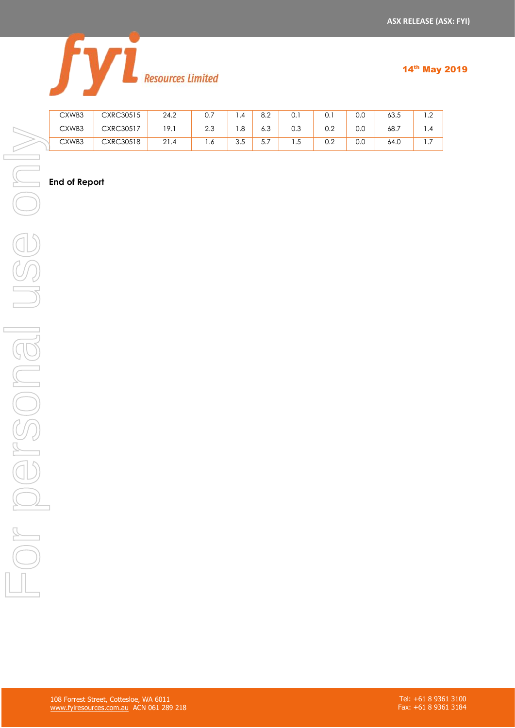| | | | | | | | | | | |
|---|---|---|---|---|---|---|---|---|---|---|
| CXWB3 | CXRC30515 | 24.2 | 0.7 | 1.4 | 8.2 | 0.1 | 0.1 | 0.0 | 63.5 | 1.2 |
| CXWB3 | CXRC30517 | 19.1 | 2.3 | 1.8 | 6.3 | 0.3 | 0.2 | 0.0 | 68.7 | 1.4 |
| CXWB3 | CXRC30518 | 21.4 | 1.6 | 3.5 | 5.7 | 1.5 | 0.2 | 0.0 | 64.0 | 1.7 |

**End of Report**